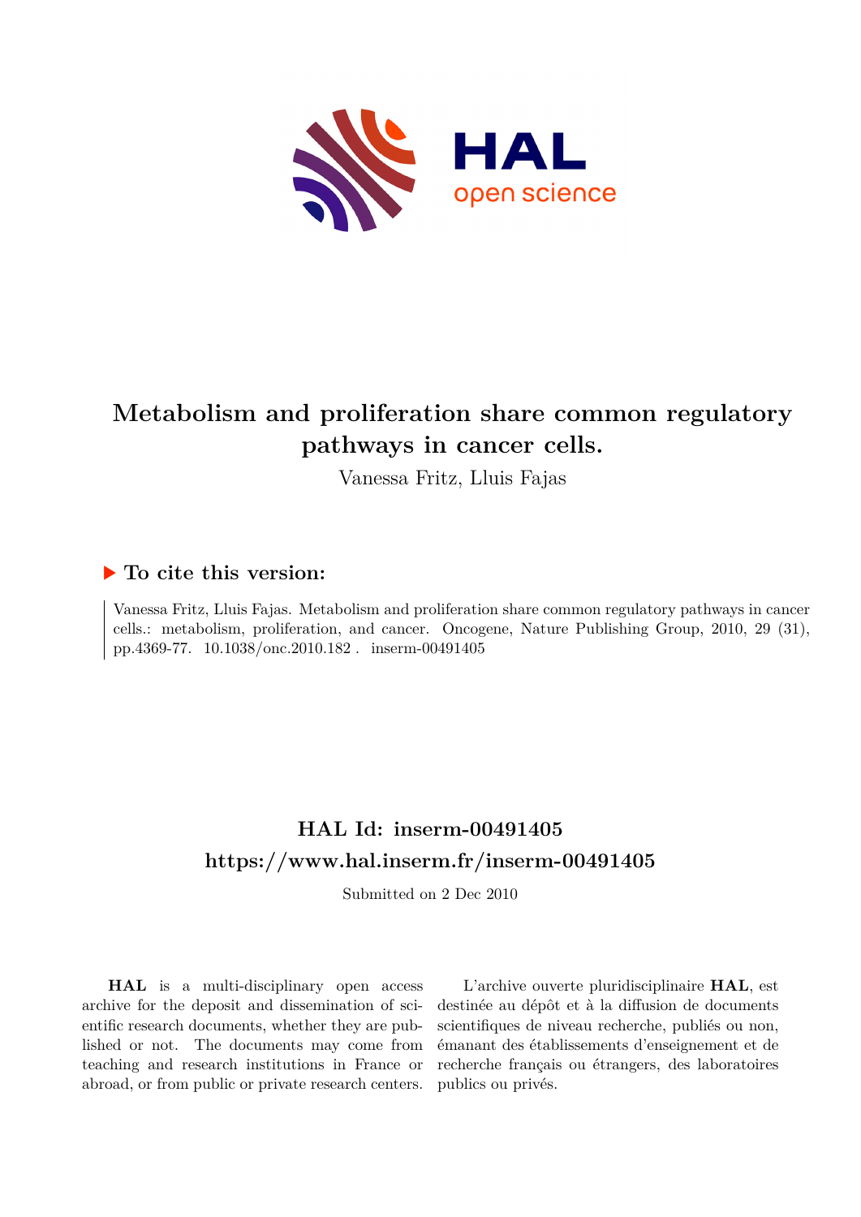# Metabolism and proliferation share common regulatory pathways in cancer cells.

Vanessa Fritz, Lluis Fajas

## ▶ To cite this version:

Vanessa Fritz, Lluis Fajas. Metabolism and proliferation share common regulatory pathways in cancer cells.: metabolism, proliferation, and cancer. Oncogene, Nature Publishing Group, 2010, 29 (31), pp.4369-77. 10.1038/onc.2010.182 . inserm-00491405

## HAL Id: inserm-00491405

## https://www.hal.inserm.fr/inserm-00491405

Submitted on 2 Dec 2010

**HAL** is a multi-disciplinary open access archive for the deposit and dissemination of scientific research documents, whether they are published or not. The documents may come from teaching and research institutions in France or abroad, or from public or private research centers.

L'archive ouverte pluridisciplinaire **HAL**, est destinée au dépôt et à la diffusion de documents scientifiques de niveau recherche, publiés ou non, émanant des établissements d'enseignement et de recherche français ou étrangers, des laboratoires publics ou privés.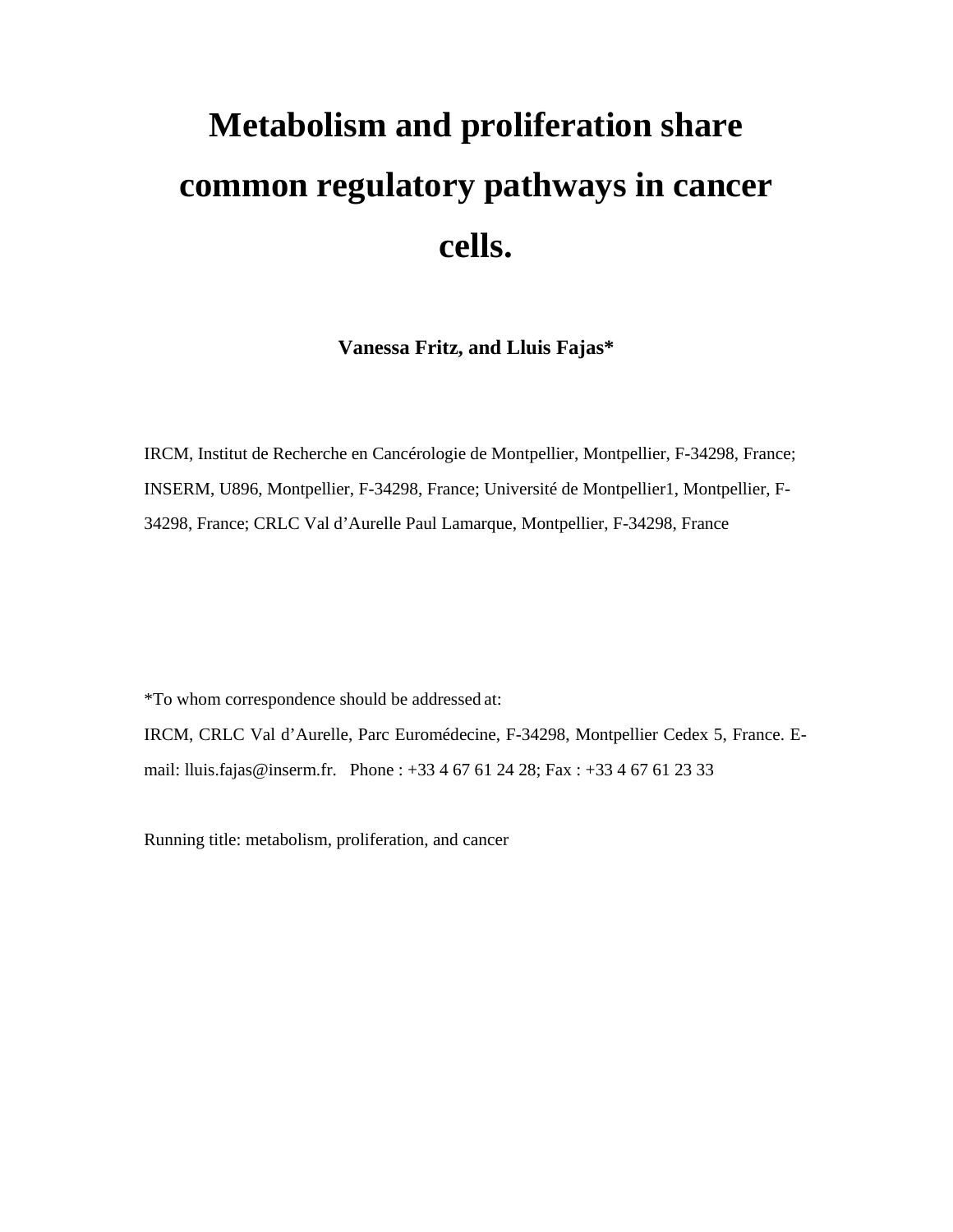# Metabolism and proliferation share common regulatory pathways in cancer cells.

**Vanessa Fritz, and Lluis Fajas***

IRCM, Institut de Recherche en Cancérologie de Montpellier, Montpellier, F-34298, France; INSERM, U896, Montpellier, F-34298, France; Université de Montpellier1, Montpellier, F-34298, France; CRLC Val d'Aurelle Paul Lamarque, Montpellier, F-34298, France

*To whom correspondence should be addressed at:
IRCM, CRLC Val d'Aurelle, Parc Euromédecine, F-34298, Montpellier Cedex 5, France. E-mail: lluis.fajas@inserm.fr. Phone : +33 4 67 61 24 28; Fax : +33 4 67 61 23 33

Running title: metabolism, proliferation, and cancer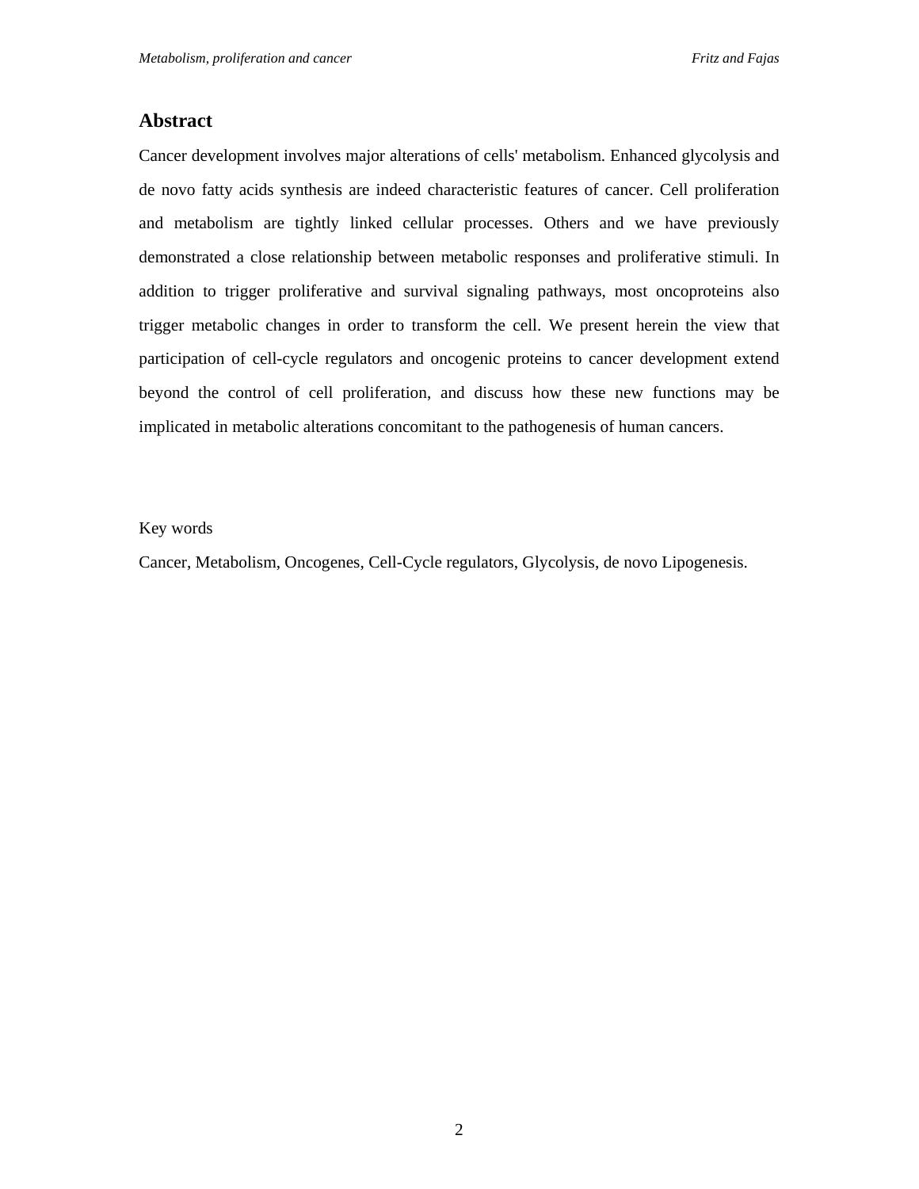## Abstract

Cancer development involves major alterations of cells' metabolism. Enhanced glycolysis and de novo fatty acids synthesis are indeed characteristic features of cancer. Cell proliferation and metabolism are tightly linked cellular processes. Others and we have previously demonstrated a close relationship between metabolic responses and proliferative stimuli. In addition to trigger proliferative and survival signaling pathways, most oncoproteins also trigger metabolic changes in order to transform the cell. We present herein the view that participation of cell-cycle regulators and oncogenic proteins to cancer development extend beyond the control of cell proliferation, and discuss how these new functions may be implicated in metabolic alterations concomitant to the pathogenesis of human cancers.

Key words

Cancer, Metabolism, Oncogenes, Cell-Cycle regulators, Glycolysis, de novo Lipogenesis.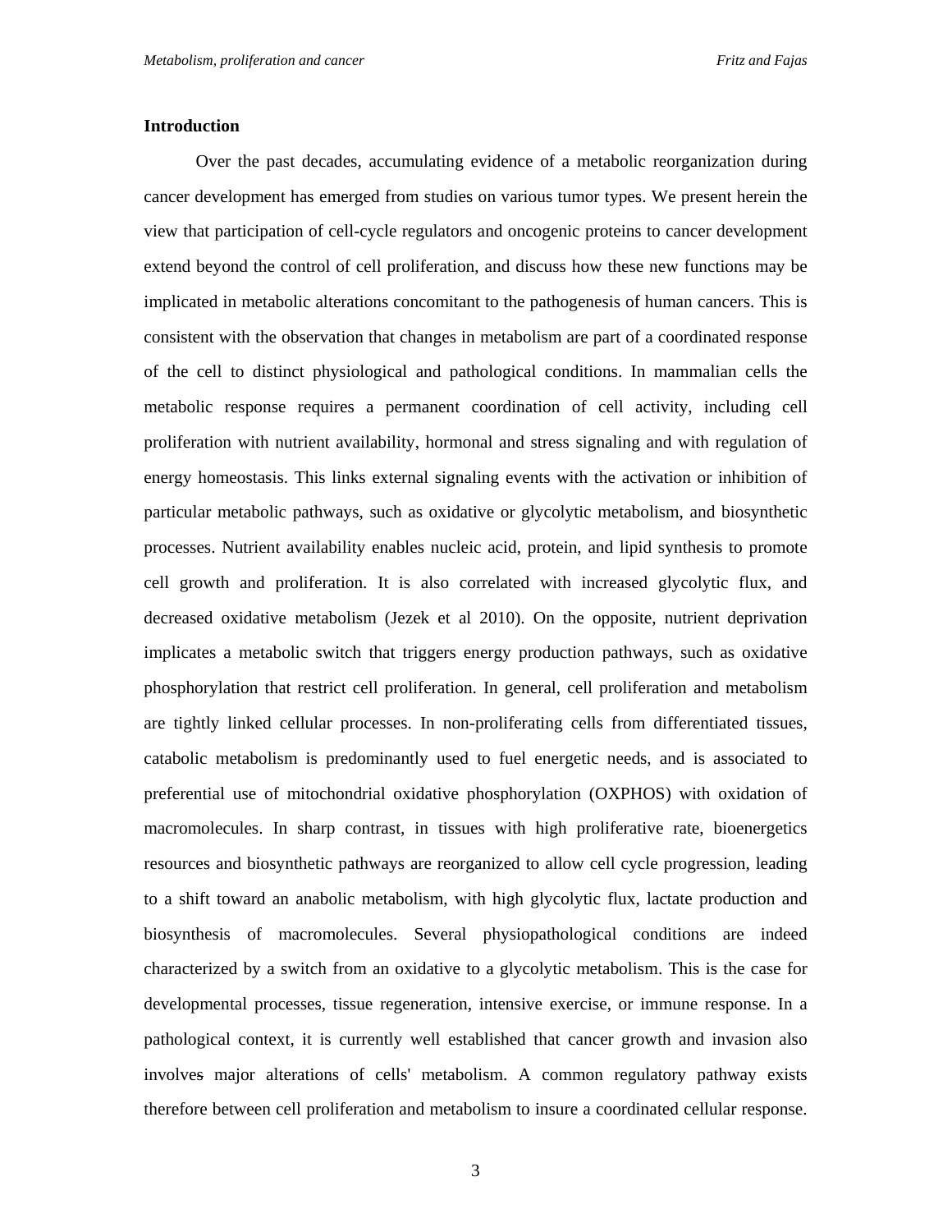## Introduction

Over the past decades, accumulating evidence of a metabolic reorganization during cancer development has emerged from studies on various tumor types. We present herein the view that participation of cell-cycle regulators and oncogenic proteins to cancer development extend beyond the control of cell proliferation, and discuss how these new functions may be implicated in metabolic alterations concomitant to the pathogenesis of human cancers. This is consistent with the observation that changes in metabolism are part of a coordinated response of the cell to distinct physiological and pathological conditions. In mammalian cells the metabolic response requires a permanent coordination of cell activity, including cell proliferation with nutrient availability, hormonal and stress signaling and with regulation of energy homeostasis. This links external signaling events with the activation or inhibition of particular metabolic pathways, such as oxidative or glycolytic metabolism, and biosynthetic processes. Nutrient availability enables nucleic acid, protein, and lipid synthesis to promote cell growth and proliferation. It is also correlated with increased glycolytic flux, and decreased oxidative metabolism (Jezek et al 2010). On the opposite, nutrient deprivation implicates a metabolic switch that triggers energy production pathways, such as oxidative phosphorylation that restrict cell proliferation. In general, cell proliferation and metabolism are tightly linked cellular processes. In non-proliferating cells from differentiated tissues, catabolic metabolism is predominantly used to fuel energetic needs, and is associated to preferential use of mitochondrial oxidative phosphorylation (OXPHOS) with oxidation of macromolecules. In sharp contrast, in tissues with high proliferative rate, bioenergetics resources and biosynthetic pathways are reorganized to allow cell cycle progression, leading to a shift toward an anabolic metabolism, with high glycolytic flux, lactate production and biosynthesis of macromolecules. Several physiopathological conditions are indeed characterized by a switch from an oxidative to a glycolytic metabolism. This is the case for developmental processes, tissue regeneration, intensive exercise, or immune response. In a pathological context, it is currently well established that cancer growth and invasion also involves major alterations of cells' metabolism. A common regulatory pathway exists therefore between cell proliferation and metabolism to insure a coordinated cellular response.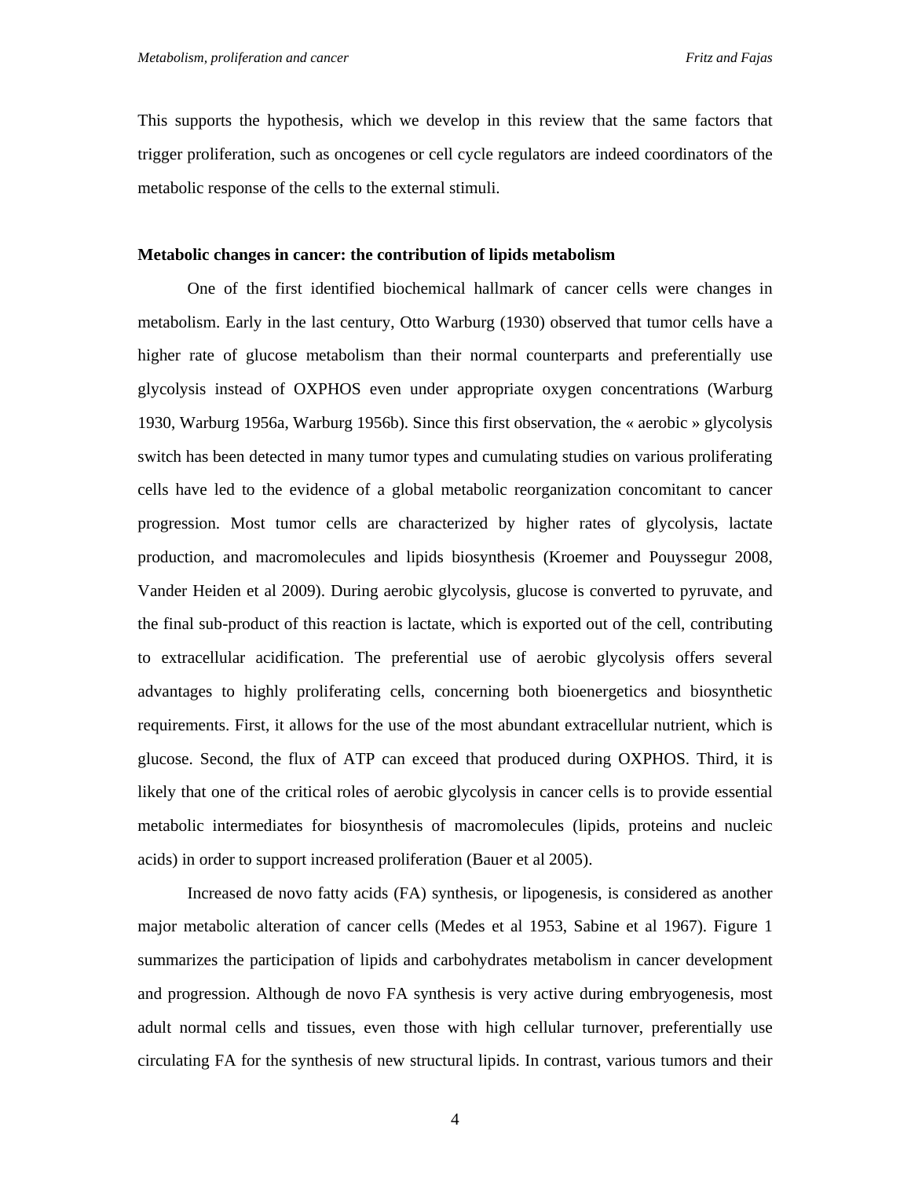This supports the hypothesis, which we develop in this review that the same factors that trigger proliferation, such as oncogenes or cell cycle regulators are indeed coordinators of the metabolic response of the cells to the external stimuli.

**Metabolic changes in cancer: the contribution of lipids metabolism**

One of the first identified biochemical hallmark of cancer cells were changes in metabolism. Early in the last century, Otto Warburg (1930) observed that tumor cells have a higher rate of glucose metabolism than their normal counterparts and preferentially use glycolysis instead of OXPHOS even under appropriate oxygen concentrations (Warburg 1930, Warburg 1956a, Warburg 1956b). Since this first observation, the « aerobic » glycolysis switch has been detected in many tumor types and cumulating studies on various proliferating cells have led to the evidence of a global metabolic reorganization concomitant to cancer progression. Most tumor cells are characterized by higher rates of glycolysis, lactate production, and macromolecules and lipids biosynthesis (Kroemer and Pouyssegur 2008, Vander Heiden et al 2009). During aerobic glycolysis, glucose is converted to pyruvate, and the final sub-product of this reaction is lactate, which is exported out of the cell, contributing to extracellular acidification. The preferential use of aerobic glycolysis offers several advantages to highly proliferating cells, concerning both bioenergetics and biosynthetic requirements. First, it allows for the use of the most abundant extracellular nutrient, which is glucose. Second, the flux of ATP can exceed that produced during OXPHOS. Third, it is likely that one of the critical roles of aerobic glycolysis in cancer cells is to provide essential metabolic intermediates for biosynthesis of macromolecules (lipids, proteins and nucleic acids) in order to support increased proliferation (Bauer et al 2005).

Increased de novo fatty acids (FA) synthesis, or lipogenesis, is considered as another major metabolic alteration of cancer cells (Medes et al 1953, Sabine et al 1967). Figure 1 summarizes the participation of lipids and carbohydrates metabolism in cancer development and progression. Although de novo FA synthesis is very active during embryogenesis, most adult normal cells and tissues, even those with high cellular turnover, preferentially use circulating FA for the synthesis of new structural lipids. In contrast, various tumors and their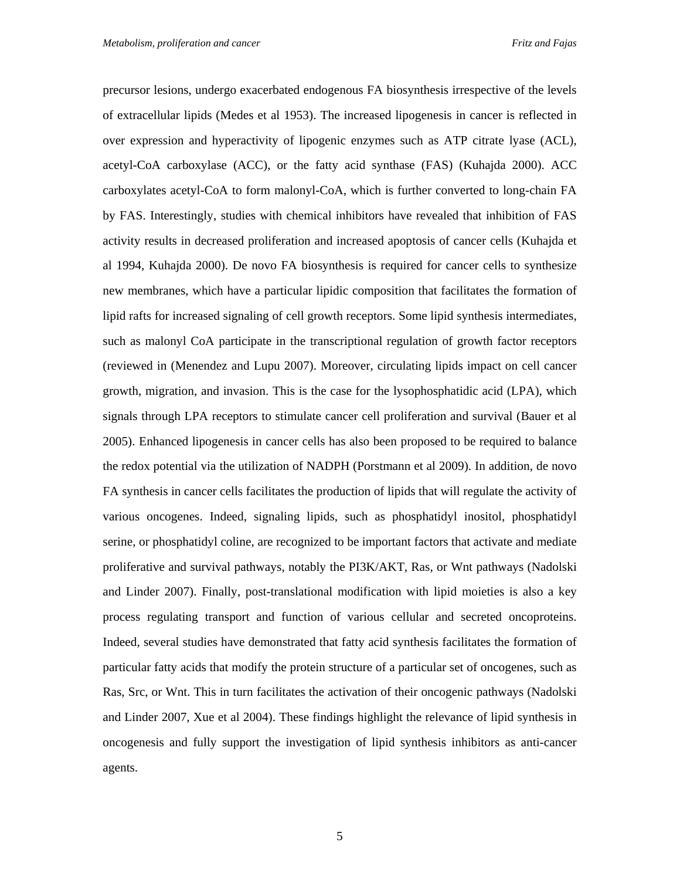precursor lesions, undergo exacerbated endogenous FA biosynthesis irrespective of the levels of extracellular lipids (Medes et al 1953). The increased lipogenesis in cancer is reflected in over expression and hyperactivity of lipogenic enzymes such as ATP citrate lyase (ACL), acetyl-CoA carboxylase (ACC), or the fatty acid synthase (FAS) (Kuhajda 2000). ACC carboxylates acetyl-CoA to form malonyl-CoA, which is further converted to long-chain FA by FAS. Interestingly, studies with chemical inhibitors have revealed that inhibition of FAS activity results in decreased proliferation and increased apoptosis of cancer cells (Kuhajda et al 1994, Kuhajda 2000). De novo FA biosynthesis is required for cancer cells to synthesize new membranes, which have a particular lipidic composition that facilitates the formation of lipid rafts for increased signaling of cell growth receptors. Some lipid synthesis intermediates, such as malonyl CoA participate in the transcriptional regulation of growth factor receptors (reviewed in (Menendez and Lupu 2007). Moreover, circulating lipids impact on cell cancer growth, migration, and invasion. This is the case for the lysophosphatidic acid (LPA), which signals through LPA receptors to stimulate cancer cell proliferation and survival (Bauer et al 2005). Enhanced lipogenesis in cancer cells has also been proposed to be required to balance the redox potential via the utilization of NADPH (Porstmann et al 2009). In addition, de novo FA synthesis in cancer cells facilitates the production of lipids that will regulate the activity of various oncogenes. Indeed, signaling lipids, such as phosphatidyl inositol, phosphatidyl serine, or phosphatidyl coline, are recognized to be important factors that activate and mediate proliferative and survival pathways, notably the PI3K/AKT, Ras, or Wnt pathways (Nadolski and Linder 2007). Finally, post-translational modification with lipid moieties is also a key process regulating transport and function of various cellular and secreted oncoproteins. Indeed, several studies have demonstrated that fatty acid synthesis facilitates the formation of particular fatty acids that modify the protein structure of a particular set of oncogenes, such as Ras, Src, or Wnt. This in turn facilitates the activation of their oncogenic pathways (Nadolski and Linder 2007, Xue et al 2004). These findings highlight the relevance of lipid synthesis in oncogenesis and fully support the investigation of lipid synthesis inhibitors as anti-cancer agents.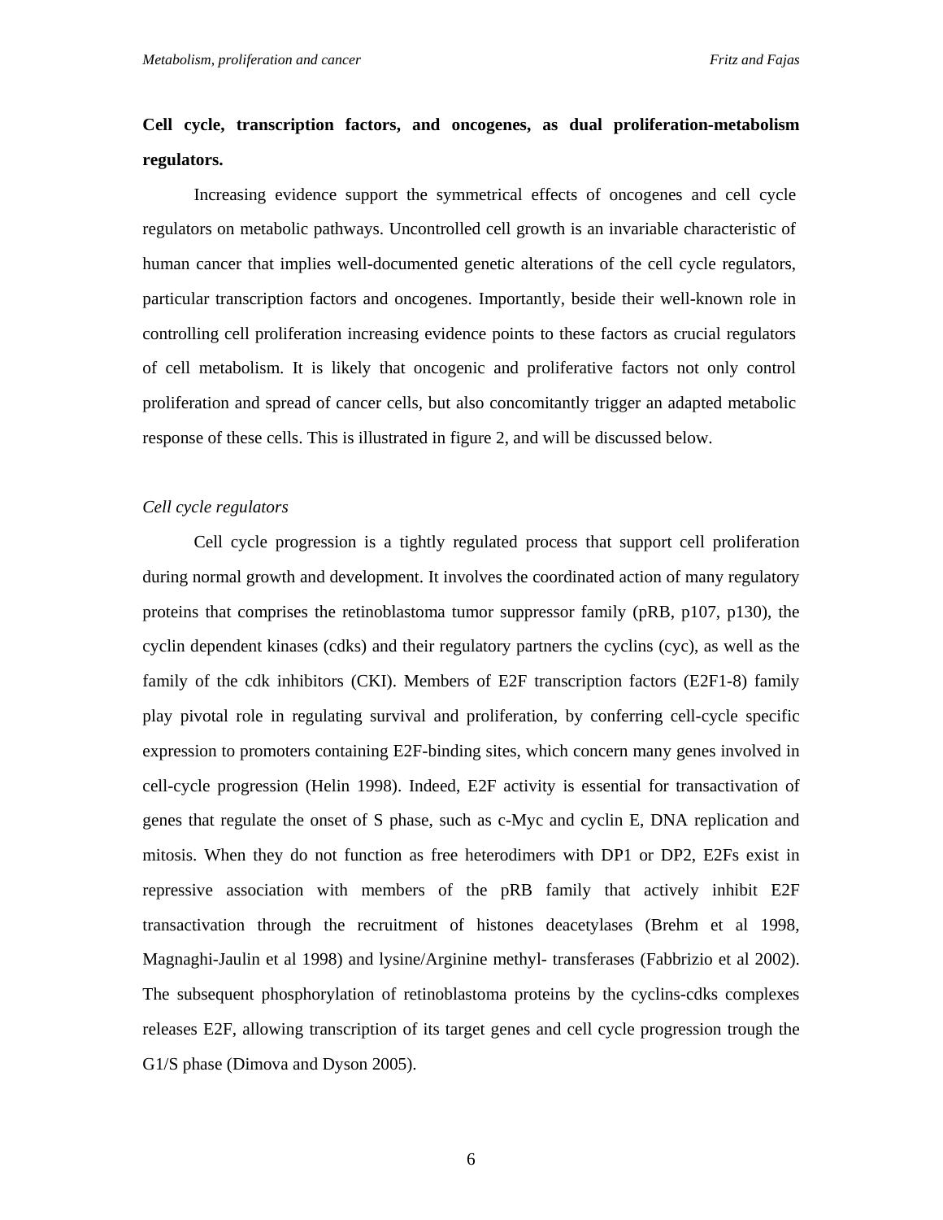**Cell cycle, transcription factors, and oncogenes, as dual proliferation-metabolism regulators.**

Increasing evidence support the symmetrical effects of oncogenes and cell cycle regulators on metabolic pathways. Uncontrolled cell growth is an invariable characteristic of human cancer that implies well-documented genetic alterations of the cell cycle regulators, particular transcription factors and oncogenes. Importantly, beside their well-known role in controlling cell proliferation increasing evidence points to these factors as crucial regulators of cell metabolism. It is likely that oncogenic and proliferative factors not only control proliferation and spread of cancer cells, but also concomitantly trigger an adapted metabolic response of these cells. This is illustrated in figure 2, and will be discussed below.

*Cell cycle regulators*

Cell cycle progression is a tightly regulated process that support cell proliferation during normal growth and development. It involves the coordinated action of many regulatory proteins that comprises the retinoblastoma tumor suppressor family (pRB, p107, p130), the cyclin dependent kinases (cdks) and their regulatory partners the cyclins (cyc), as well as the family of the cdk inhibitors (CKI). Members of E2F transcription factors (E2F1-8) family play pivotal role in regulating survival and proliferation, by conferring cell-cycle specific expression to promoters containing E2F-binding sites, which concern many genes involved in cell-cycle progression (Helin 1998). Indeed, E2F activity is essential for transactivation of genes that regulate the onset of S phase, such as c-Myc and cyclin E, DNA replication and mitosis. When they do not function as free heterodimers with DP1 or DP2, E2Fs exist in repressive association with members of the pRB family that actively inhibit E2F transactivation through the recruitment of histones deacetylases (Brehm et al 1998, Magnaghi-Jaulin et al 1998) and lysine/Arginine methyl- transferases (Fabbrizio et al 2002). The subsequent phosphorylation of retinoblastoma proteins by the cyclins-cdks complexes releases E2F, allowing transcription of its target genes and cell cycle progression trough the G1/S phase (Dimova and Dyson 2005).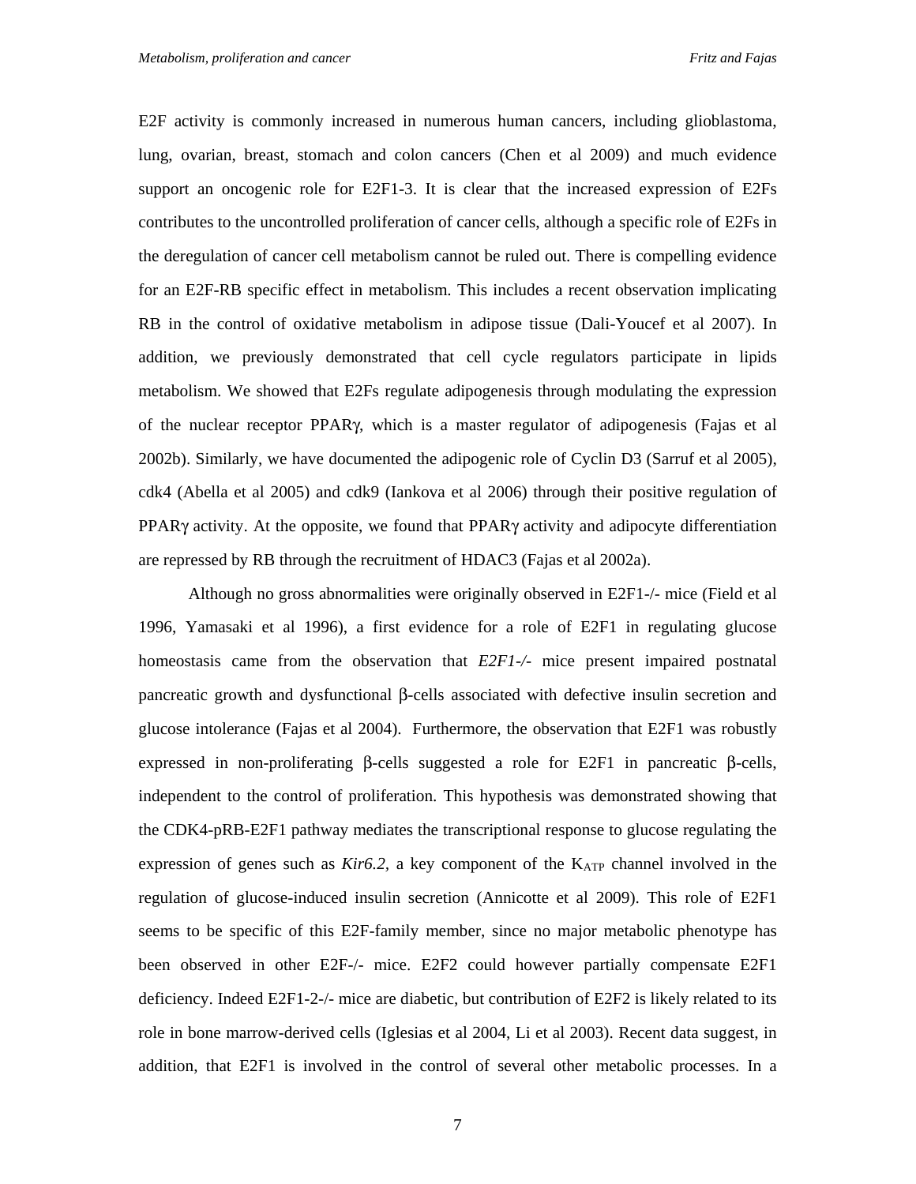E2F activity is commonly increased in numerous human cancers, including glioblastoma, lung, ovarian, breast, stomach and colon cancers (Chen et al 2009) and much evidence support an oncogenic role for E2F1-3. It is clear that the increased expression of E2Fs contributes to the uncontrolled proliferation of cancer cells, although a specific role of E2Fs in the deregulation of cancer cell metabolism cannot be ruled out. There is compelling evidence for an E2F-RB specific effect in metabolism. This includes a recent observation implicating RB in the control of oxidative metabolism in adipose tissue (Dali-Youcef et al 2007). In addition, we previously demonstrated that cell cycle regulators participate in lipids metabolism. We showed that E2Fs regulate adipogenesis through modulating the expression of the nuclear receptor PPARγ, which is a master regulator of adipogenesis (Fajas et al 2002b). Similarly, we have documented the adipogenic role of Cyclin D3 (Sarruf et al 2005), cdk4 (Abella et al 2005) and cdk9 (Iankova et al 2006) through their positive regulation of PPARγ activity. At the opposite, we found that PPARγ activity and adipocyte differentiation are repressed by RB through the recruitment of HDAC3 (Fajas et al 2002a).

Although no gross abnormalities were originally observed in E2F1-/- mice (Field et al 1996, Yamasaki et al 1996), a first evidence for a role of E2F1 in regulating glucose homeostasis came from the observation that *E2F1-/-* mice present impaired postnatal pancreatic growth and dysfunctional β-cells associated with defective insulin secretion and glucose intolerance (Fajas et al 2004). Furthermore, the observation that E2F1 was robustly expressed in non-proliferating β-cells suggested a role for E2F1 in pancreatic β-cells, independent to the control of proliferation. This hypothesis was demonstrated showing that the CDK4-pRB-E2F1 pathway mediates the transcriptional response to glucose regulating the expression of genes such as *Kir6.2*, a key component of the $K_{ATP}$ channel involved in the regulation of glucose-induced insulin secretion (Annicotte et al 2009). This role of E2F1 seems to be specific of this E2F-family member, since no major metabolic phenotype has been observed in other E2F-/- mice. E2F2 could however partially compensate E2F1 deficiency. Indeed E2F1-2-/- mice are diabetic, but contribution of E2F2 is likely related to its role in bone marrow-derived cells (Iglesias et al 2004, Li et al 2003). Recent data suggest, in addition, that E2F1 is involved in the control of several other metabolic processes. In a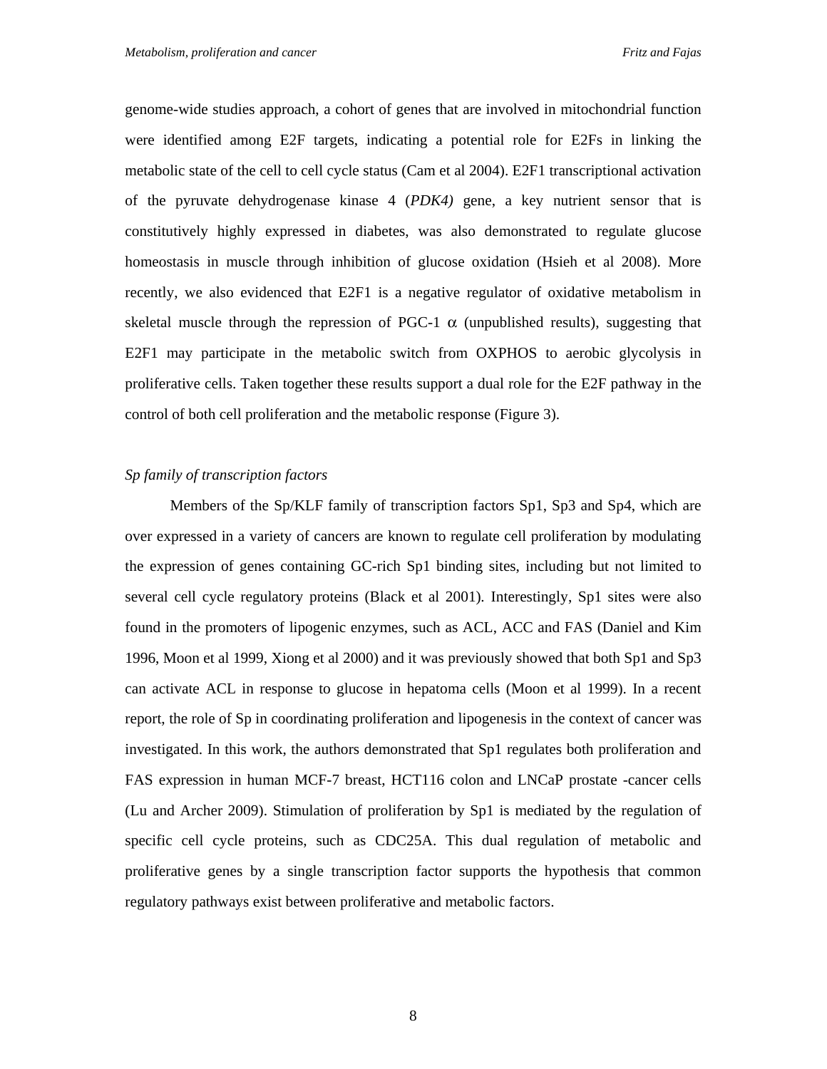genome-wide studies approach, a cohort of genes that are involved in mitochondrial function were identified among E2F targets, indicating a potential role for E2Fs in linking the metabolic state of the cell to cell cycle status (Cam et al 2004). E2F1 transcriptional activation of the pyruvate dehydrogenase kinase 4 (*PDK4)* gene, a key nutrient sensor that is constitutively highly expressed in diabetes, was also demonstrated to regulate glucose homeostasis in muscle through inhibition of glucose oxidation (Hsieh et al 2008). More recently, we also evidenced that E2F1 is a negative regulator of oxidative metabolism in skeletal muscle through the repression of PGC-1 $\alpha$ (unpublished results), suggesting that E2F1 may participate in the metabolic switch from OXPHOS to aerobic glycolysis in proliferative cells. Taken together these results support a dual role for the E2F pathway in the control of both cell proliferation and the metabolic response (Figure 3).

*Sp family of transcription factors*

Members of the Sp/KLF family of transcription factors Sp1, Sp3 and Sp4, which are over expressed in a variety of cancers are known to regulate cell proliferation by modulating the expression of genes containing GC-rich Sp1 binding sites, including but not limited to several cell cycle regulatory proteins (Black et al 2001). Interestingly, Sp1 sites were also found in the promoters of lipogenic enzymes, such as ACL, ACC and FAS (Daniel and Kim 1996, Moon et al 1999, Xiong et al 2000) and it was previously showed that both Sp1 and Sp3 can activate ACL in response to glucose in hepatoma cells (Moon et al 1999). In a recent report, the role of Sp in coordinating proliferation and lipogenesis in the context of cancer was investigated. In this work, the authors demonstrated that Sp1 regulates both proliferation and FAS expression in human MCF-7 breast, HCT116 colon and LNCaP prostate -cancer cells (Lu and Archer 2009). Stimulation of proliferation by Sp1 is mediated by the regulation of specific cell cycle proteins, such as CDC25A. This dual regulation of metabolic and proliferative genes by a single transcription factor supports the hypothesis that common regulatory pathways exist between proliferative and metabolic factors.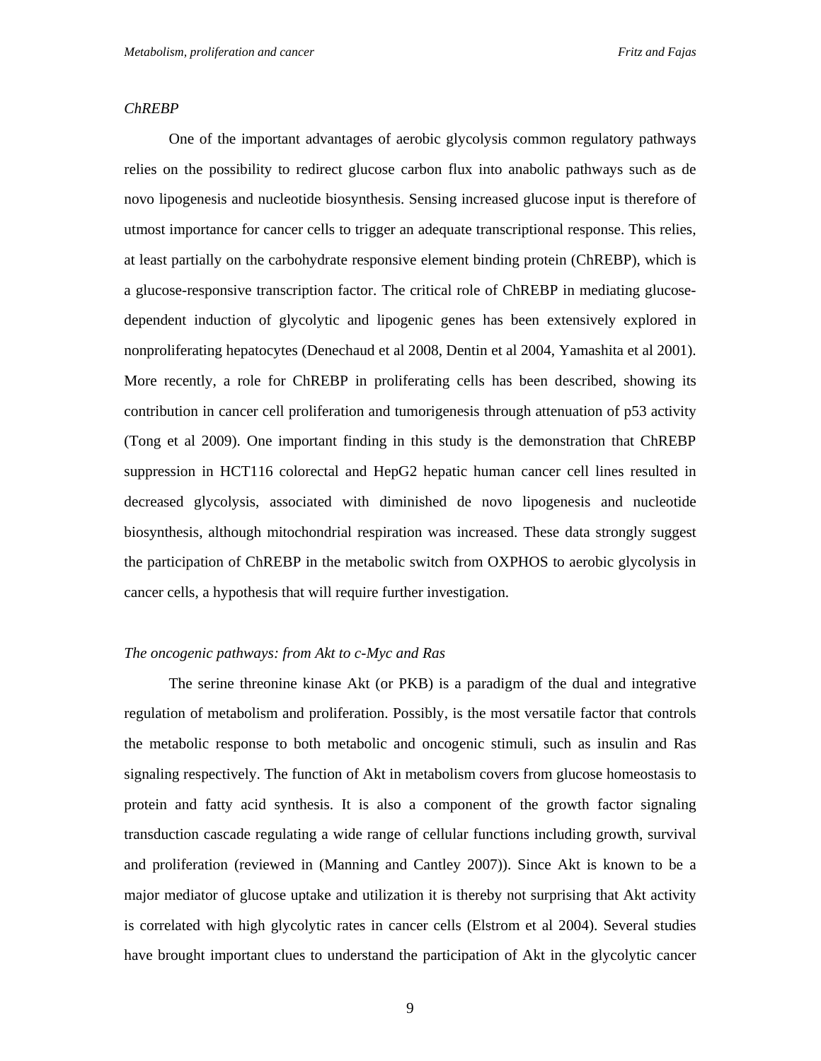*ChREBP*

One of the important advantages of aerobic glycolysis common regulatory pathways relies on the possibility to redirect glucose carbon flux into anabolic pathways such as de novo lipogenesis and nucleotide biosynthesis. Sensing increased glucose input is therefore of utmost importance for cancer cells to trigger an adequate transcriptional response. This relies, at least partially on the carbohydrate responsive element binding protein (ChREBP), which is a glucose-responsive transcription factor. The critical role of ChREBP in mediating glucose-dependent induction of glycolytic and lipogenic genes has been extensively explored in nonproliferating hepatocytes (Denechaud et al 2008, Dentin et al 2004, Yamashita et al 2001). More recently, a role for ChREBP in proliferating cells has been described, showing its contribution in cancer cell proliferation and tumorigenesis through attenuation of p53 activity (Tong et al 2009). One important finding in this study is the demonstration that ChREBP suppression in HCT116 colorectal and HepG2 hepatic human cancer cell lines resulted in decreased glycolysis, associated with diminished de novo lipogenesis and nucleotide biosynthesis, although mitochondrial respiration was increased. These data strongly suggest the participation of ChREBP in the metabolic switch from OXPHOS to aerobic glycolysis in cancer cells, a hypothesis that will require further investigation.

*The oncogenic pathways: from Akt to c-Myc and Ras*

The serine threonine kinase Akt (or PKB) is a paradigm of the dual and integrative regulation of metabolism and proliferation. Possibly, is the most versatile factor that controls the metabolic response to both metabolic and oncogenic stimuli, such as insulin and Ras signaling respectively. The function of Akt in metabolism covers from glucose homeostasis to protein and fatty acid synthesis. It is also a component of the growth factor signaling transduction cascade regulating a wide range of cellular functions including growth, survival and proliferation (reviewed in (Manning and Cantley 2007)). Since Akt is known to be a major mediator of glucose uptake and utilization it is thereby not surprising that Akt activity is correlated with high glycolytic rates in cancer cells (Elstrom et al 2004). Several studies have brought important clues to understand the participation of Akt in the glycolytic cancer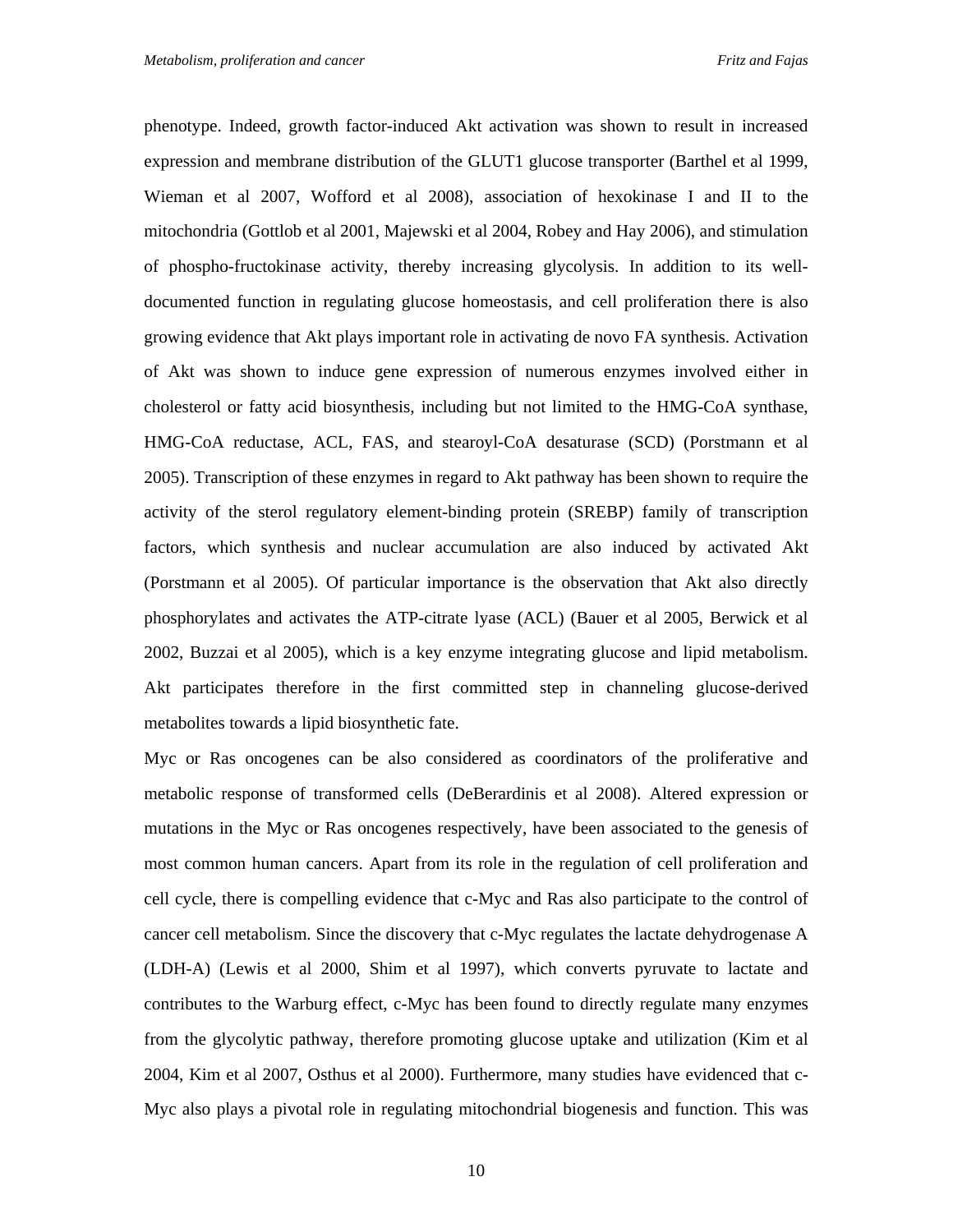phenotype. Indeed, growth factor-induced Akt activation was shown to result in increased expression and membrane distribution of the GLUT1 glucose transporter (Barthel et al 1999, Wieman et al 2007, Wofford et al 2008), association of hexokinase I and II to the mitochondria (Gottlob et al 2001, Majewski et al 2004, Robey and Hay 2006), and stimulation of phospho-fructokinase activity, thereby increasing glycolysis. In addition to its well-documented function in regulating glucose homeostasis, and cell proliferation there is also growing evidence that Akt plays important role in activating de novo FA synthesis. Activation of Akt was shown to induce gene expression of numerous enzymes involved either in cholesterol or fatty acid biosynthesis, including but not limited to the HMG-CoA synthase, HMG-CoA reductase, ACL, FAS, and stearoyl-CoA desaturase (SCD) (Porstmann et al 2005). Transcription of these enzymes in regard to Akt pathway has been shown to require the activity of the sterol regulatory element-binding protein (SREBP) family of transcription factors, which synthesis and nuclear accumulation are also induced by activated Akt (Porstmann et al 2005). Of particular importance is the observation that Akt also directly phosphorylates and activates the ATP-citrate lyase (ACL) (Bauer et al 2005, Berwick et al 2002, Buzzai et al 2005), which is a key enzyme integrating glucose and lipid metabolism. Akt participates therefore in the first committed step in channeling glucose-derived metabolites towards a lipid biosynthetic fate.

Myc or Ras oncogenes can be also considered as coordinators of the proliferative and metabolic response of transformed cells (DeBerardinis et al 2008). Altered expression or mutations in the Myc or Ras oncogenes respectively, have been associated to the genesis of most common human cancers. Apart from its role in the regulation of cell proliferation and cell cycle, there is compelling evidence that c-Myc and Ras also participate to the control of cancer cell metabolism. Since the discovery that c-Myc regulates the lactate dehydrogenase A (LDH-A) (Lewis et al 2000, Shim et al 1997), which converts pyruvate to lactate and contributes to the Warburg effect, c-Myc has been found to directly regulate many enzymes from the glycolytic pathway, therefore promoting glucose uptake and utilization (Kim et al 2004, Kim et al 2007, Osthus et al 2000). Furthermore, many studies have evidenced that c-Myc also plays a pivotal role in regulating mitochondrial biogenesis and function. This was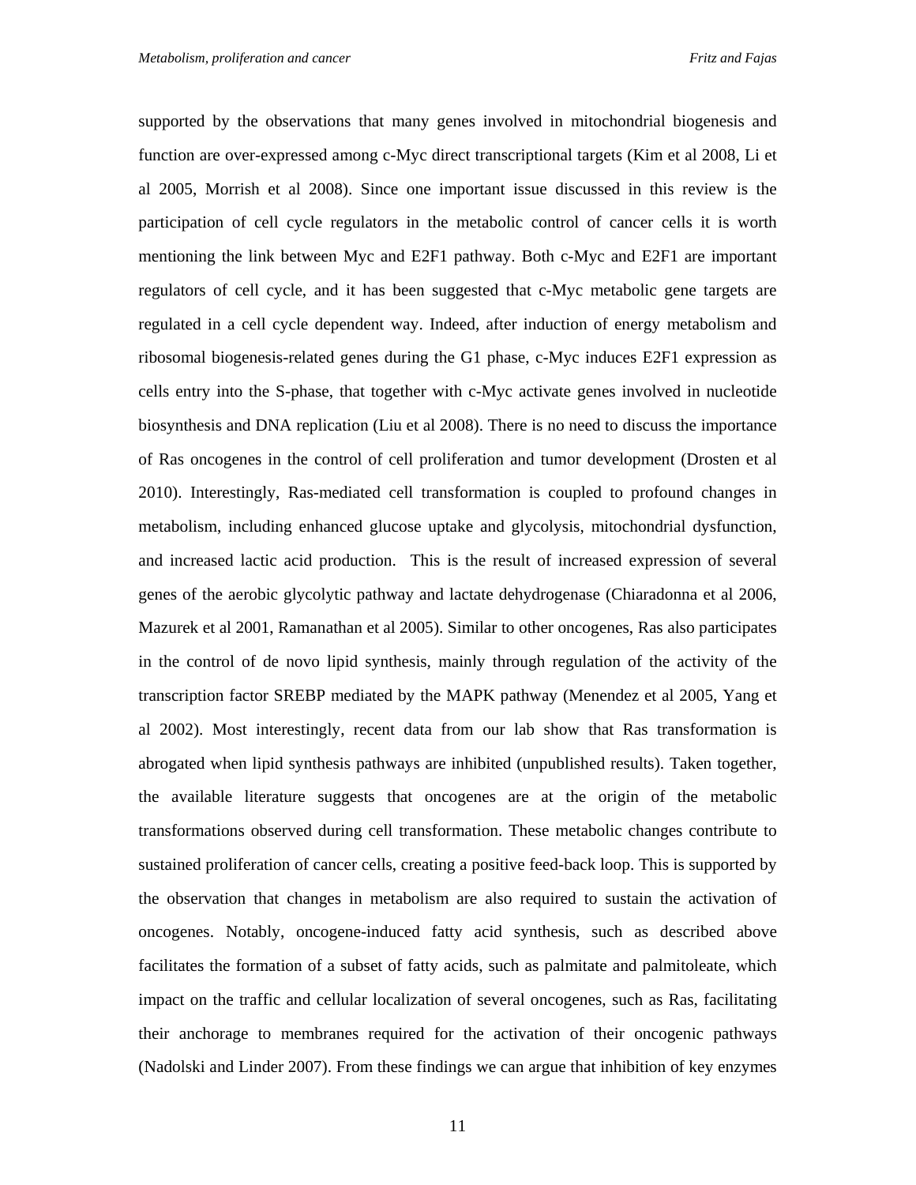supported by the observations that many genes involved in mitochondrial biogenesis and function are over-expressed among c-Myc direct transcriptional targets (Kim et al 2008, Li et al 2005, Morrish et al 2008). Since one important issue discussed in this review is the participation of cell cycle regulators in the metabolic control of cancer cells it is worth mentioning the link between Myc and E2F1 pathway. Both c-Myc and E2F1 are important regulators of cell cycle, and it has been suggested that c-Myc metabolic gene targets are regulated in a cell cycle dependent way. Indeed, after induction of energy metabolism and ribosomal biogenesis-related genes during the G1 phase, c-Myc induces E2F1 expression as cells entry into the S-phase, that together with c-Myc activate genes involved in nucleotide biosynthesis and DNA replication (Liu et al 2008). There is no need to discuss the importance of Ras oncogenes in the control of cell proliferation and tumor development (Drosten et al 2010). Interestingly, Ras-mediated cell transformation is coupled to profound changes in metabolism, including enhanced glucose uptake and glycolysis, mitochondrial dysfunction, and increased lactic acid production. This is the result of increased expression of several genes of the aerobic glycolytic pathway and lactate dehydrogenase (Chiaradonna et al 2006, Mazurek et al 2001, Ramanathan et al 2005). Similar to other oncogenes, Ras also participates in the control of de novo lipid synthesis, mainly through regulation of the activity of the transcription factor SREBP mediated by the MAPK pathway (Menendez et al 2005, Yang et al 2002). Most interestingly, recent data from our lab show that Ras transformation is abrogated when lipid synthesis pathways are inhibited (unpublished results). Taken together, the available literature suggests that oncogenes are at the origin of the metabolic transformations observed during cell transformation. These metabolic changes contribute to sustained proliferation of cancer cells, creating a positive feed-back loop. This is supported by the observation that changes in metabolism are also required to sustain the activation of oncogenes. Notably, oncogene-induced fatty acid synthesis, such as described above facilitates the formation of a subset of fatty acids, such as palmitate and palmitoleate, which impact on the traffic and cellular localization of several oncogenes, such as Ras, facilitating their anchorage to membranes required for the activation of their oncogenic pathways (Nadolski and Linder 2007). From these findings we can argue that inhibition of key enzymes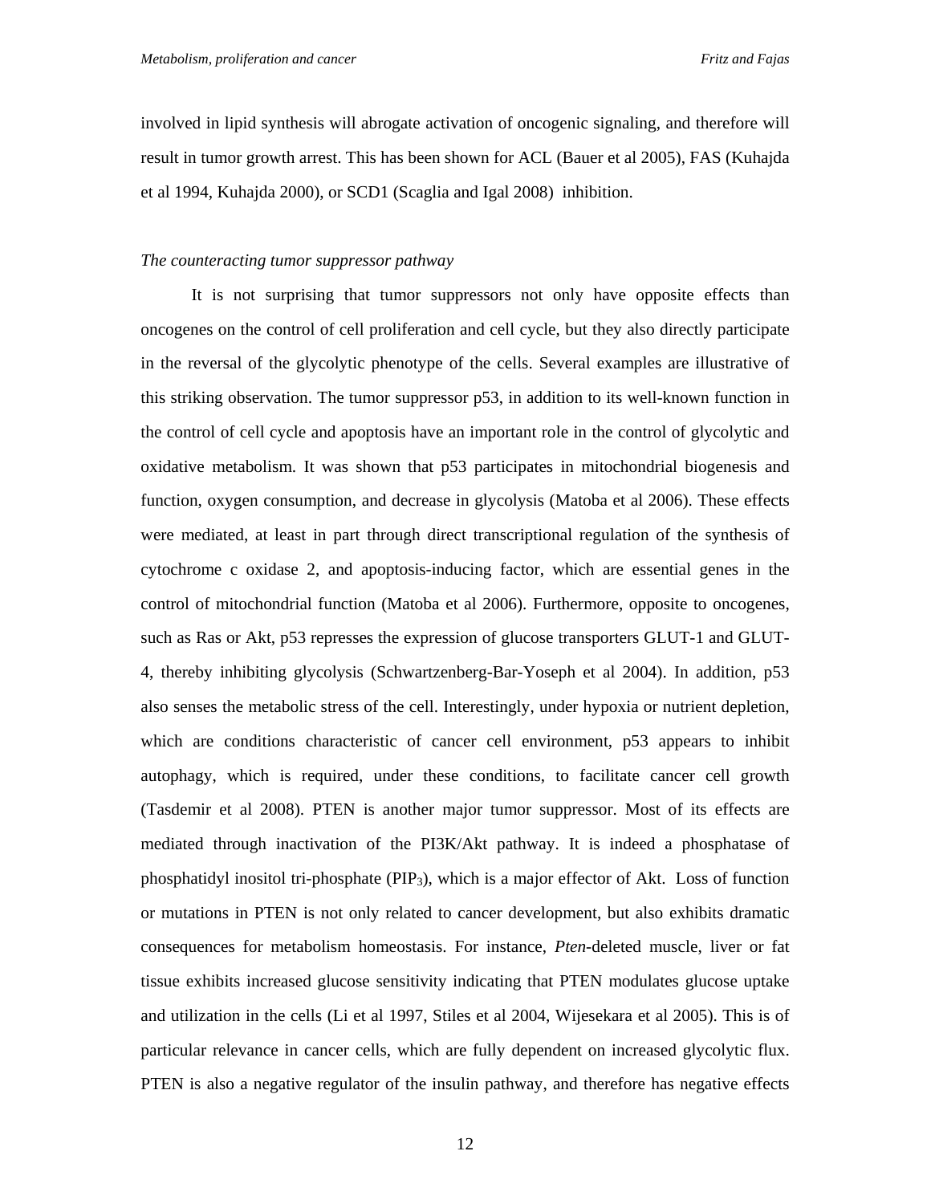involved in lipid synthesis will abrogate activation of oncogenic signaling, and therefore will result in tumor growth arrest. This has been shown for ACL (Bauer et al 2005), FAS (Kuhajda et al 1994, Kuhajda 2000), or SCD1 (Scaglia and Igal 2008) inhibition.

*The counteracting tumor suppressor pathway*

It is not surprising that tumor suppressors not only have opposite effects than oncogenes on the control of cell proliferation and cell cycle, but they also directly participate in the reversal of the glycolytic phenotype of the cells. Several examples are illustrative of this striking observation. The tumor suppressor p53, in addition to its well-known function in the control of cell cycle and apoptosis have an important role in the control of glycolytic and oxidative metabolism. It was shown that p53 participates in mitochondrial biogenesis and function, oxygen consumption, and decrease in glycolysis (Matoba et al 2006). These effects were mediated, at least in part through direct transcriptional regulation of the synthesis of cytochrome c oxidase 2, and apoptosis-inducing factor, which are essential genes in the control of mitochondrial function (Matoba et al 2006). Furthermore, opposite to oncogenes, such as Ras or Akt, p53 represses the expression of glucose transporters GLUT-1 and GLUT-4, thereby inhibiting glycolysis (Schwartzenberg-Bar-Yoseph et al 2004). In addition, p53 also senses the metabolic stress of the cell. Interestingly, under hypoxia or nutrient depletion, which are conditions characteristic of cancer cell environment, p53 appears to inhibit autophagy, which is required, under these conditions, to facilitate cancer cell growth (Tasdemir et al 2008). PTEN is another major tumor suppressor. Most of its effects are mediated through inactivation of the PI3K/Akt pathway. It is indeed a phosphatase of phosphatidyl inositol tri-phosphate ($PIP_3$), which is a major effector of Akt. Loss of function or mutations in PTEN is not only related to cancer development, but also exhibits dramatic consequences for metabolism homeostasis. For instance, *Pten*-deleted muscle, liver or fat tissue exhibits increased glucose sensitivity indicating that PTEN modulates glucose uptake and utilization in the cells (Li et al 1997, Stiles et al 2004, Wijesekara et al 2005). This is of particular relevance in cancer cells, which are fully dependent on increased glycolytic flux. PTEN is also a negative regulator of the insulin pathway, and therefore has negative effects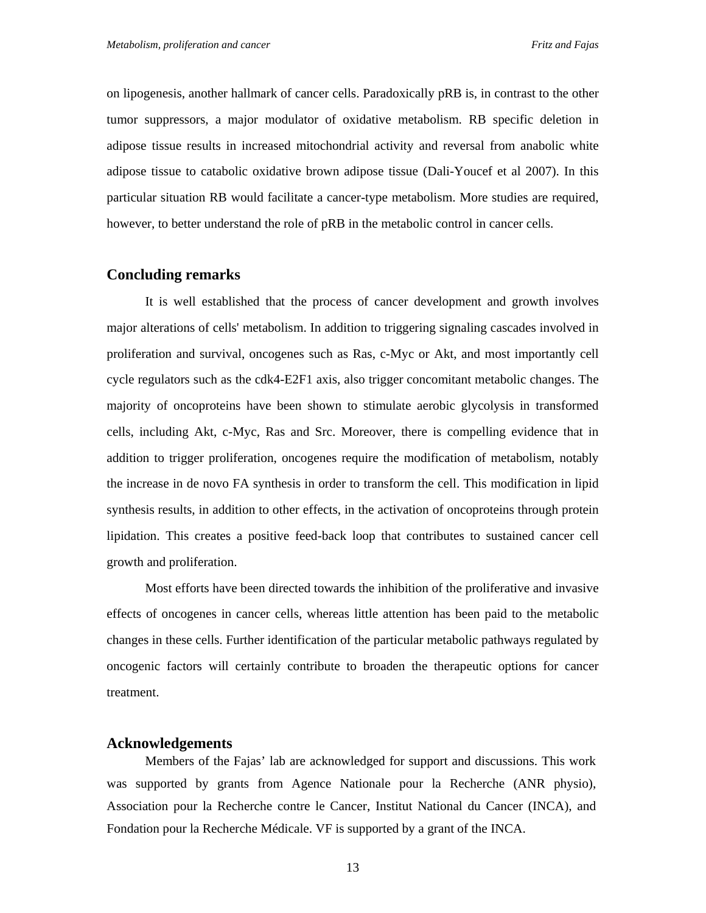on lipogenesis, another hallmark of cancer cells. Paradoxically pRB is, in contrast to the other tumor suppressors, a major modulator of oxidative metabolism. RB specific deletion in adipose tissue results in increased mitochondrial activity and reversal from anabolic white adipose tissue to catabolic oxidative brown adipose tissue (Dali-Youcef et al 2007). In this particular situation RB would facilitate a cancer-type metabolism. More studies are required, however, to better understand the role of pRB in the metabolic control in cancer cells.

## Concluding remarks

It is well established that the process of cancer development and growth involves major alterations of cells' metabolism. In addition to triggering signaling cascades involved in proliferation and survival, oncogenes such as Ras, c-Myc or Akt, and most importantly cell cycle regulators such as the cdk4-E2F1 axis, also trigger concomitant metabolic changes. The majority of oncoproteins have been shown to stimulate aerobic glycolysis in transformed cells, including Akt, c-Myc, Ras and Src. Moreover, there is compelling evidence that in addition to trigger proliferation, oncogenes require the modification of metabolism, notably the increase in de novo FA synthesis in order to transform the cell. This modification in lipid synthesis results, in addition to other effects, in the activation of oncoproteins through protein lipidation. This creates a positive feed-back loop that contributes to sustained cancer cell growth and proliferation.

Most efforts have been directed towards the inhibition of the proliferative and invasive effects of oncogenes in cancer cells, whereas little attention has been paid to the metabolic changes in these cells. Further identification of the particular metabolic pathways regulated by oncogenic factors will certainly contribute to broaden the therapeutic options for cancer treatment.

## Acknowledgements

Members of the Fajas' lab are acknowledged for support and discussions. This work was supported by grants from Agence Nationale pour la Recherche (ANR physio), Association pour la Recherche contre le Cancer, Institut National du Cancer (INCA), and Fondation pour la Recherche Médicale. VF is supported by a grant of the INCA.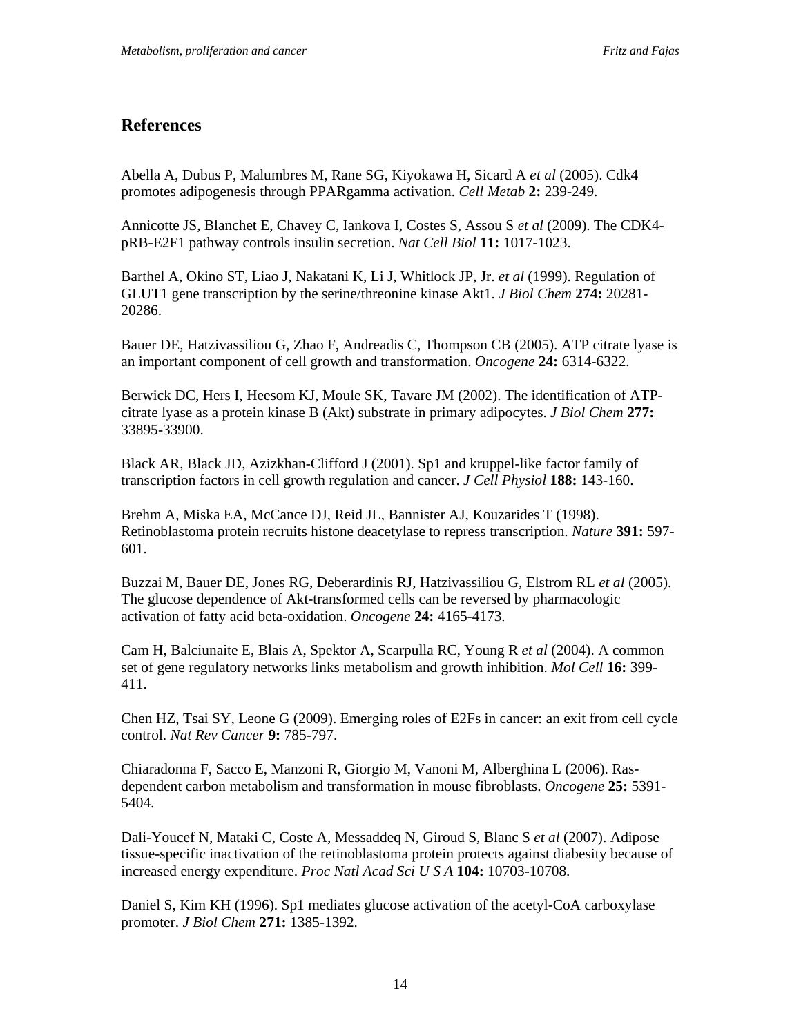## References

Abella A, Dubus P, Malumbres M, Rane SG, Kiyokawa H, Sicard A *et al* (2005). Cdk4 promotes adipogenesis through PPARgamma activation. *Cell Metab* **2:** 239-249.

Annicotte JS, Blanchet E, Chavey C, Iankova I, Costes S, Assou S *et al* (2009). The CDK4-pRB-E2F1 pathway controls insulin secretion. *Nat Cell Biol* **11:** 1017-1023.

Barthel A, Okino ST, Liao J, Nakatani K, Li J, Whitlock JP, Jr. *et al* (1999). Regulation of GLUT1 gene transcription by the serine/threonine kinase Akt1. *J Biol Chem* **274:** 20281-20286.

Bauer DE, Hatzivassiliou G, Zhao F, Andreadis C, Thompson CB (2005). ATP citrate lyase is an important component of cell growth and transformation. *Oncogene* **24:** 6314-6322.

Berwick DC, Hers I, Heesom KJ, Moule SK, Tavare JM (2002). The identification of ATP-citrate lyase as a protein kinase B (Akt) substrate in primary adipocytes. *J Biol Chem* **277:** 33895-33900.

Black AR, Black JD, Azizkhan-Clifford J (2001). Sp1 and kruppel-like factor family of transcription factors in cell growth regulation and cancer. *J Cell Physiol* **188:** 143-160.

Brehm A, Miska EA, McCance DJ, Reid JL, Bannister AJ, Kouzarides T (1998). Retinoblastoma protein recruits histone deacetylase to repress transcription. *Nature* **391:** 597-601.

Buzzai M, Bauer DE, Jones RG, Deberardinis RJ, Hatzivassiliou G, Elstrom RL *et al* (2005). The glucose dependence of Akt-transformed cells can be reversed by pharmacologic activation of fatty acid beta-oxidation. *Oncogene* **24:** 4165-4173.

Cam H, Balciunaite E, Blais A, Spektor A, Scarpulla RC, Young R *et al* (2004). A common set of gene regulatory networks links metabolism and growth inhibition. *Mol Cell* **16:** 399-411.

Chen HZ, Tsai SY, Leone G (2009). Emerging roles of E2Fs in cancer: an exit from cell cycle control. *Nat Rev Cancer* **9:** 785-797.

Chiaradonna F, Sacco E, Manzoni R, Giorgio M, Vanoni M, Alberghina L (2006). Ras-dependent carbon metabolism and transformation in mouse fibroblasts. *Oncogene* **25:** 5391-5404.

Dali-Youcef N, Mataki C, Coste A, Messaddeq N, Giroud S, Blanc S *et al* (2007). Adipose tissue-specific inactivation of the retinoblastoma protein protects against diabesity because of increased energy expenditure. *Proc Natl Acad Sci U S A* **104:** 10703-10708.

Daniel S, Kim KH (1996). Sp1 mediates glucose activation of the acetyl-CoA carboxylase promoter. *J Biol Chem* **271:** 1385-1392.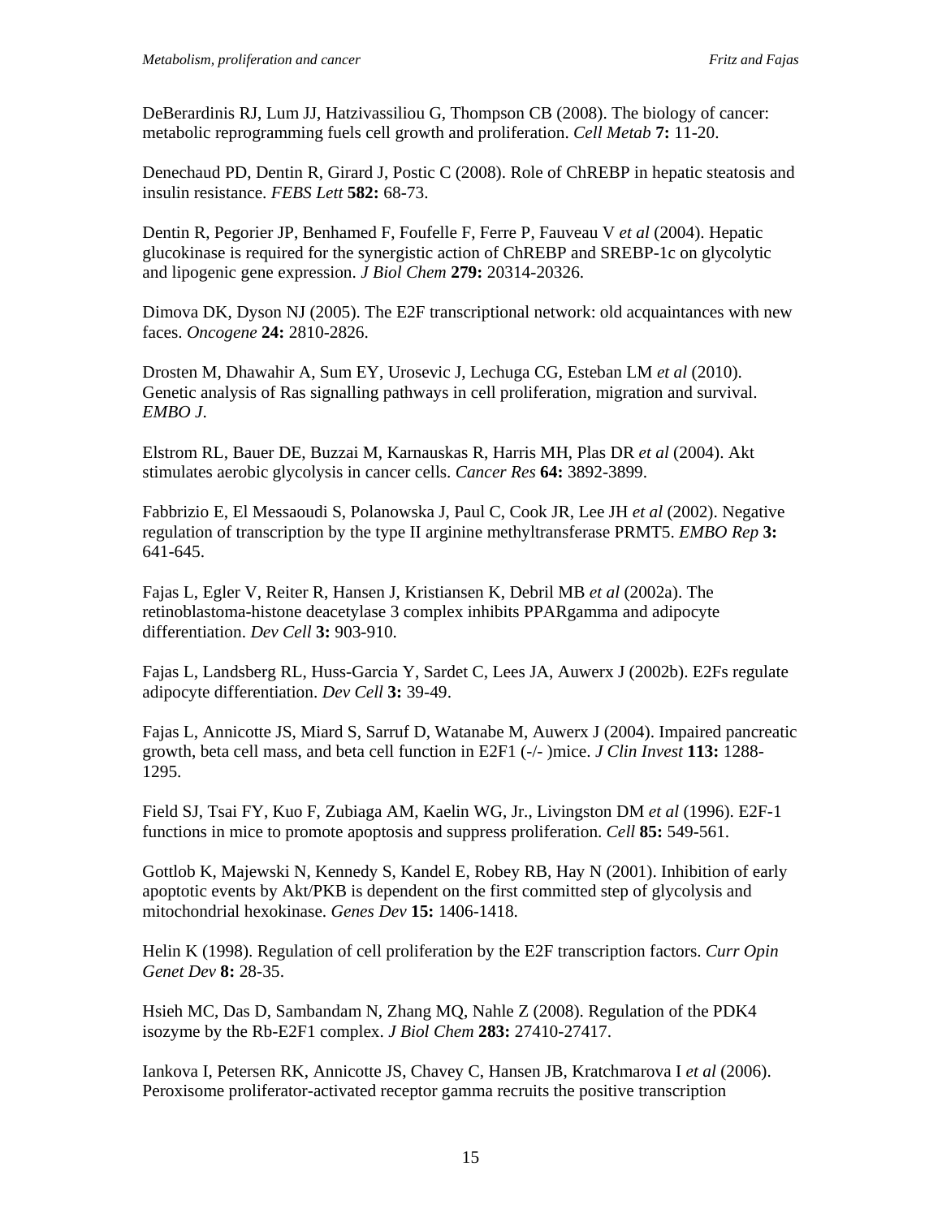DeBerardinis RJ, Lum JJ, Hatzivassiliou G, Thompson CB (2008). The biology of cancer: metabolic reprogramming fuels cell growth and proliferation. *Cell Metab* **7:** 11-20.

Denechaud PD, Dentin R, Girard J, Postic C (2008). Role of ChREBP in hepatic steatosis and insulin resistance. *FEBS Lett* **582:** 68-73.

Dentin R, Pegorier JP, Benhamed F, Foufelle F, Ferre P, Fauveau V *et al* (2004). Hepatic glucokinase is required for the synergistic action of ChREBP and SREBP-1c on glycolytic and lipogenic gene expression. *J Biol Chem* **279:** 20314-20326.

Dimova DK, Dyson NJ (2005). The E2F transcriptional network: old acquaintances with new faces. *Oncogene* **24:** 2810-2826.

Drosten M, Dhawahir A, Sum EY, Urosevic J, Lechuga CG, Esteban LM *et al* (2010). Genetic analysis of Ras signalling pathways in cell proliferation, migration and survival. *EMBO J*.

Elstrom RL, Bauer DE, Buzzai M, Karnauskas R, Harris MH, Plas DR *et al* (2004). Akt stimulates aerobic glycolysis in cancer cells. *Cancer Res* **64:** 3892-3899.

Fabbrizio E, El Messaoudi S, Polanowska J, Paul C, Cook JR, Lee JH *et al* (2002). Negative regulation of transcription by the type II arginine methyltransferase PRMT5. *EMBO Rep* **3:** 641-645.

Fajas L, Egler V, Reiter R, Hansen J, Kristiansen K, Debril MB *et al* (2002a). The retinoblastoma-histone deacetylase 3 complex inhibits PPARgamma and adipocyte differentiation. *Dev Cell* **3:** 903-910.

Fajas L, Landsberg RL, Huss-Garcia Y, Sardet C, Lees JA, Auwerx J (2002b). E2Fs regulate adipocyte differentiation. *Dev Cell* **3:** 39-49.

Fajas L, Annicotte JS, Miard S, Sarruf D, Watanabe M, Auwerx J (2004). Impaired pancreatic growth, beta cell mass, and beta cell function in E2F1 (-/- )mice. *J Clin Invest* **113:** 1288-1295.

Field SJ, Tsai FY, Kuo F, Zubiaga AM, Kaelin WG, Jr., Livingston DM *et al* (1996). E2F-1 functions in mice to promote apoptosis and suppress proliferation. *Cell* **85:** 549-561.

Gottlob K, Majewski N, Kennedy S, Kandel E, Robey RB, Hay N (2001). Inhibition of early apoptotic events by Akt/PKB is dependent on the first committed step of glycolysis and mitochondrial hexokinase. *Genes Dev* **15:** 1406-1418.

Helin K (1998). Regulation of cell proliferation by the E2F transcription factors. *Curr Opin Genet Dev* **8:** 28-35.

Hsieh MC, Das D, Sambandam N, Zhang MQ, Nahle Z (2008). Regulation of the PDK4 isozyme by the Rb-E2F1 complex. *J Biol Chem* **283:** 27410-27417.

Iankova I, Petersen RK, Annicotte JS, Chavey C, Hansen JB, Kratchmarova I *et al* (2006). Peroxisome proliferator-activated receptor gamma recruits the positive transcription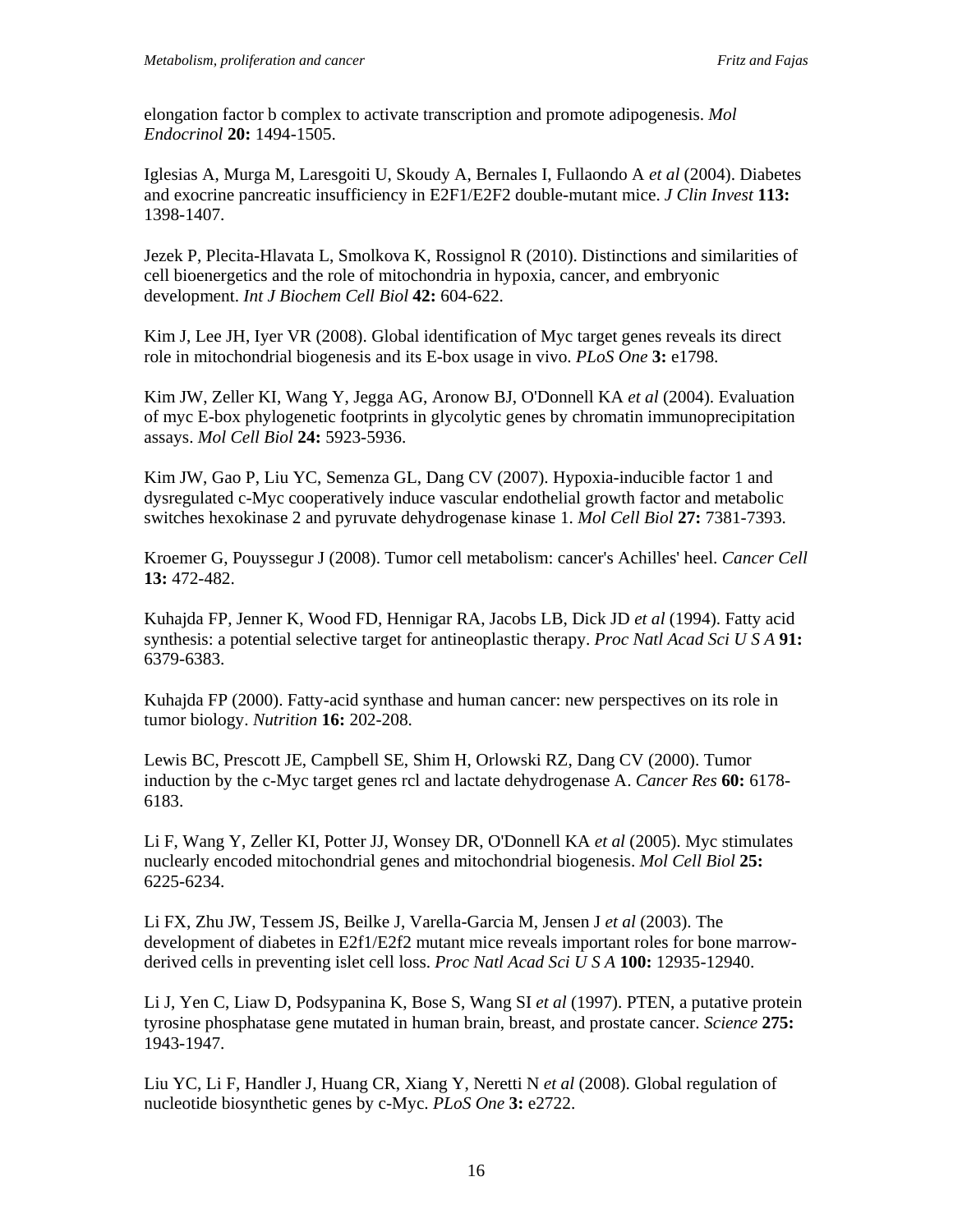elongation factor b complex to activate transcription and promote adipogenesis. *Mol Endocrinol* **20:** 1494-1505.

Iglesias A, Murga M, Laresgoiti U, Skoudy A, Bernales I, Fullaondo A *et al* (2004). Diabetes and exocrine pancreatic insufficiency in E2F1/E2F2 double-mutant mice. *J Clin Invest* **113:** 1398-1407.

Jezek P, Plecita-Hlavata L, Smolkova K, Rossignol R (2010). Distinctions and similarities of cell bioenergetics and the role of mitochondria in hypoxia, cancer, and embryonic development. *Int J Biochem Cell Biol* **42:** 604-622.

Kim J, Lee JH, Iyer VR (2008). Global identification of Myc target genes reveals its direct role in mitochondrial biogenesis and its E-box usage in vivo. *PLoS One* **3:** e1798.

Kim JW, Zeller KI, Wang Y, Jegga AG, Aronow BJ, O'Donnell KA *et al* (2004). Evaluation of myc E-box phylogenetic footprints in glycolytic genes by chromatin immunoprecipitation assays. *Mol Cell Biol* **24:** 5923-5936.

Kim JW, Gao P, Liu YC, Semenza GL, Dang CV (2007). Hypoxia-inducible factor 1 and dysregulated c-Myc cooperatively induce vascular endothelial growth factor and metabolic switches hexokinase 2 and pyruvate dehydrogenase kinase 1. *Mol Cell Biol* **27:** 7381-7393.

Kroemer G, Pouyssegur J (2008). Tumor cell metabolism: cancer's Achilles' heel. *Cancer Cell* **13:** 472-482.

Kuhajda FP, Jenner K, Wood FD, Hennigar RA, Jacobs LB, Dick JD *et al* (1994). Fatty acid synthesis: a potential selective target for antineoplastic therapy. *Proc Natl Acad Sci U S A* **91:** 6379-6383.

Kuhajda FP (2000). Fatty-acid synthase and human cancer: new perspectives on its role in tumor biology. *Nutrition* **16:** 202-208.

Lewis BC, Prescott JE, Campbell SE, Shim H, Orlowski RZ, Dang CV (2000). Tumor induction by the c-Myc target genes rcl and lactate dehydrogenase A. *Cancer Res* **60:** 6178-6183.

Li F, Wang Y, Zeller KI, Potter JJ, Wonsey DR, O'Donnell KA *et al* (2005). Myc stimulates nuclearly encoded mitochondrial genes and mitochondrial biogenesis. *Mol Cell Biol* **25:** 6225-6234.

Li FX, Zhu JW, Tessem JS, Beilke J, Varella-Garcia M, Jensen J *et al* (2003). The development of diabetes in E2f1/E2f2 mutant mice reveals important roles for bone marrow-derived cells in preventing islet cell loss. *Proc Natl Acad Sci U S A* **100:** 12935-12940.

Li J, Yen C, Liaw D, Podsypanina K, Bose S, Wang SI *et al* (1997). PTEN, a putative protein tyrosine phosphatase gene mutated in human brain, breast, and prostate cancer. *Science* **275:** 1943-1947.

Liu YC, Li F, Handler J, Huang CR, Xiang Y, Neretti N *et al* (2008). Global regulation of nucleotide biosynthetic genes by c-Myc. *PLoS One* **3:** e2722.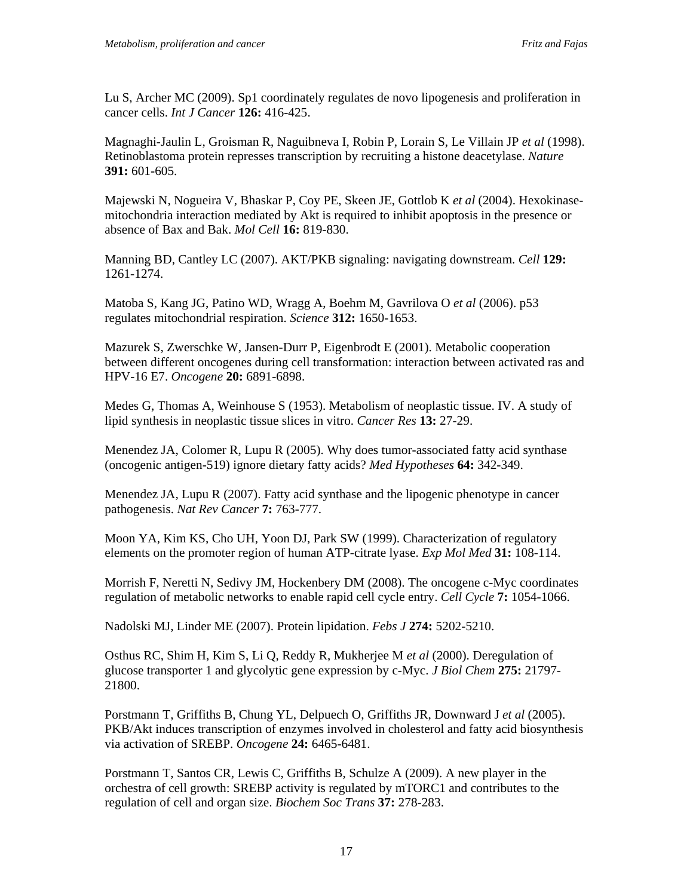Lu S, Archer MC (2009). Sp1 coordinately regulates de novo lipogenesis and proliferation in cancer cells. *Int J Cancer* **126:** 416-425.

Magnaghi-Jaulin L, Groisman R, Naguibneva I, Robin P, Lorain S, Le Villain JP *et al* (1998). Retinoblastoma protein represses transcription by recruiting a histone deacetylase. *Nature* **391:** 601-605.

Majewski N, Nogueira V, Bhaskar P, Coy PE, Skeen JE, Gottlob K *et al* (2004). Hexokinase-mitochondria interaction mediated by Akt is required to inhibit apoptosis in the presence or absence of Bax and Bak. *Mol Cell* **16:** 819-830.

Manning BD, Cantley LC (2007). AKT/PKB signaling: navigating downstream. *Cell* **129:** 1261-1274.

Matoba S, Kang JG, Patino WD, Wragg A, Boehm M, Gavrilova O *et al* (2006). p53 regulates mitochondrial respiration. *Science* **312:** 1650-1653.

Mazurek S, Zwerschke W, Jansen-Durr P, Eigenbrodt E (2001). Metabolic cooperation between different oncogenes during cell transformation: interaction between activated ras and HPV-16 E7. *Oncogene* **20:** 6891-6898.

Medes G, Thomas A, Weinhouse S (1953). Metabolism of neoplastic tissue. IV. A study of lipid synthesis in neoplastic tissue slices in vitro. *Cancer Res* **13:** 27-29.

Menendez JA, Colomer R, Lupu R (2005). Why does tumor-associated fatty acid synthase (oncogenic antigen-519) ignore dietary fatty acids? *Med Hypotheses* **64:** 342-349.

Menendez JA, Lupu R (2007). Fatty acid synthase and the lipogenic phenotype in cancer pathogenesis. *Nat Rev Cancer* **7:** 763-777.

Moon YA, Kim KS, Cho UH, Yoon DJ, Park SW (1999). Characterization of regulatory elements on the promoter region of human ATP-citrate lyase. *Exp Mol Med* **31:** 108-114.

Morrish F, Neretti N, Sedivy JM, Hockenbery DM (2008). The oncogene c-Myc coordinates regulation of metabolic networks to enable rapid cell cycle entry. *Cell Cycle* **7:** 1054-1066.

Nadolski MJ, Linder ME (2007). Protein lipidation. *Febs J* **274:** 5202-5210.

Osthus RC, Shim H, Kim S, Li Q, Reddy R, Mukherjee M *et al* (2000). Deregulation of glucose transporter 1 and glycolytic gene expression by c-Myc. *J Biol Chem* **275:** 21797-21800.

Porstmann T, Griffiths B, Chung YL, Delpuech O, Griffiths JR, Downward J *et al* (2005). PKB/Akt induces transcription of enzymes involved in cholesterol and fatty acid biosynthesis via activation of SREBP. *Oncogene* **24:** 6465-6481.

Porstmann T, Santos CR, Lewis C, Griffiths B, Schulze A (2009). A new player in the orchestra of cell growth: SREBP activity is regulated by mTORC1 and contributes to the regulation of cell and organ size. *Biochem Soc Trans* **37:** 278-283.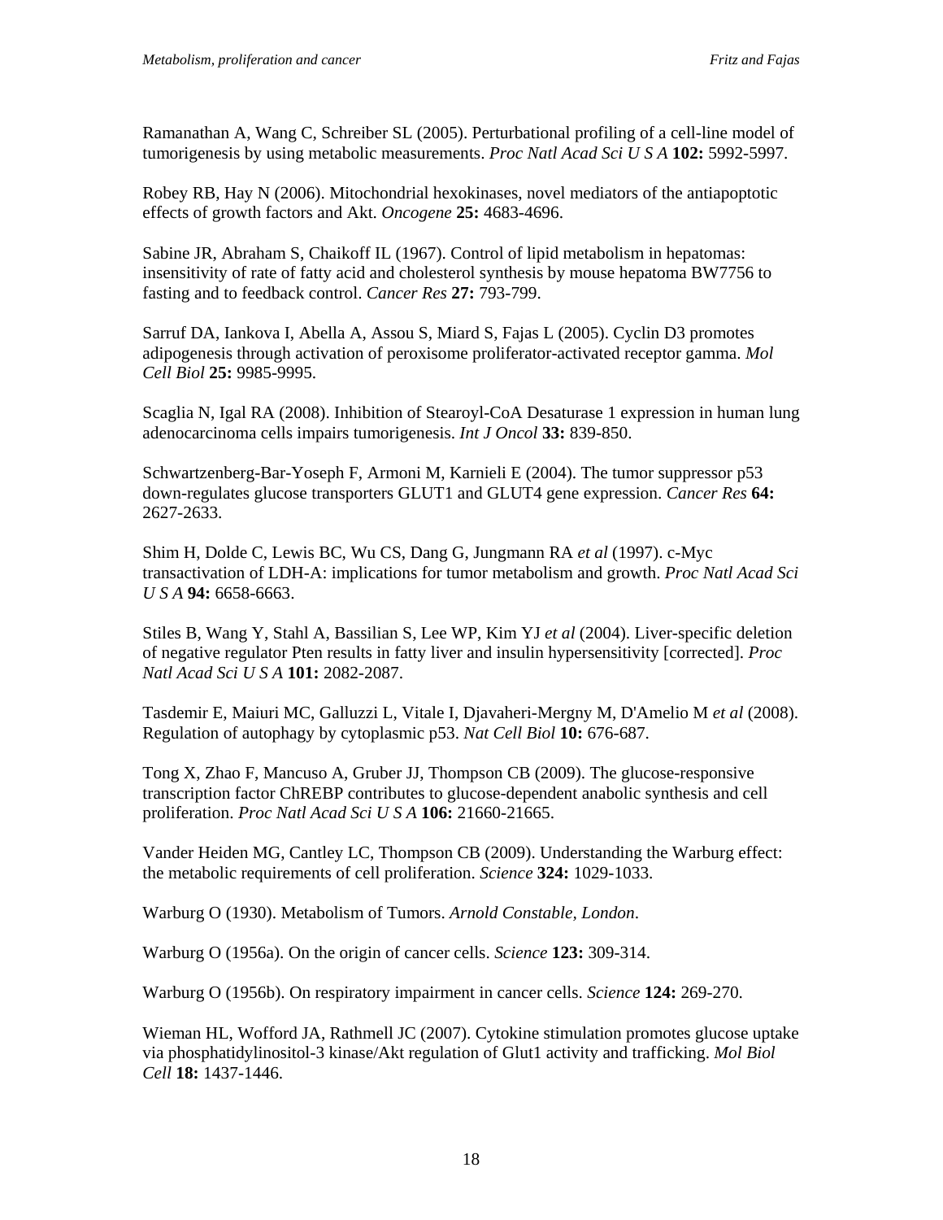Ramanathan A, Wang C, Schreiber SL (2005). Perturbational profiling of a cell-line model of tumorigenesis by using metabolic measurements. *Proc Natl Acad Sci U S A* **102:** 5992-5997.

Robey RB, Hay N (2006). Mitochondrial hexokinases, novel mediators of the antiapoptotic effects of growth factors and Akt. *Oncogene* **25:** 4683-4696.

Sabine JR, Abraham S, Chaikoff IL (1967). Control of lipid metabolism in hepatomas: insensitivity of rate of fatty acid and cholesterol synthesis by mouse hepatoma BW7756 to fasting and to feedback control. *Cancer Res* **27:** 793-799.

Sarruf DA, Iankova I, Abella A, Assou S, Miard S, Fajas L (2005). Cyclin D3 promotes adipogenesis through activation of peroxisome proliferator-activated receptor gamma. *Mol Cell Biol* **25:** 9985-9995.

Scaglia N, Igal RA (2008). Inhibition of Stearoyl-CoA Desaturase 1 expression in human lung adenocarcinoma cells impairs tumorigenesis. *Int J Oncol* **33:** 839-850.

Schwartzenberg-Bar-Yoseph F, Armoni M, Karnieli E (2004). The tumor suppressor p53 down-regulates glucose transporters GLUT1 and GLUT4 gene expression. *Cancer Res* **64:** 2627-2633.

Shim H, Dolde C, Lewis BC, Wu CS, Dang G, Jungmann RA *et al* (1997). c-Myc transactivation of LDH-A: implications for tumor metabolism and growth. *Proc Natl Acad Sci U S A* **94:** 6658-6663.

Stiles B, Wang Y, Stahl A, Bassilian S, Lee WP, Kim YJ *et al* (2004). Liver-specific deletion of negative regulator Pten results in fatty liver and insulin hypersensitivity [corrected]. *Proc Natl Acad Sci U S A* **101:** 2082-2087.

Tasdemir E, Maiuri MC, Galluzzi L, Vitale I, Djavaheri-Mergny M, D'Amelio M *et al* (2008). Regulation of autophagy by cytoplasmic p53. *Nat Cell Biol* **10:** 676-687.

Tong X, Zhao F, Mancuso A, Gruber JJ, Thompson CB (2009). The glucose-responsive transcription factor ChREBP contributes to glucose-dependent anabolic synthesis and cell proliferation. *Proc Natl Acad Sci U S A* **106:** 21660-21665.

Vander Heiden MG, Cantley LC, Thompson CB (2009). Understanding the Warburg effect: the metabolic requirements of cell proliferation. *Science* **324:** 1029-1033.

Warburg O (1930). Metabolism of Tumors. *Arnold Constable, London*.

Warburg O (1956a). On the origin of cancer cells. *Science* **123:** 309-314.

Warburg O (1956b). On respiratory impairment in cancer cells. *Science* **124:** 269-270.

Wieman HL, Wofford JA, Rathmell JC (2007). Cytokine stimulation promotes glucose uptake via phosphatidylinositol-3 kinase/Akt regulation of Glut1 activity and trafficking. *Mol Biol Cell* **18:** 1437-1446.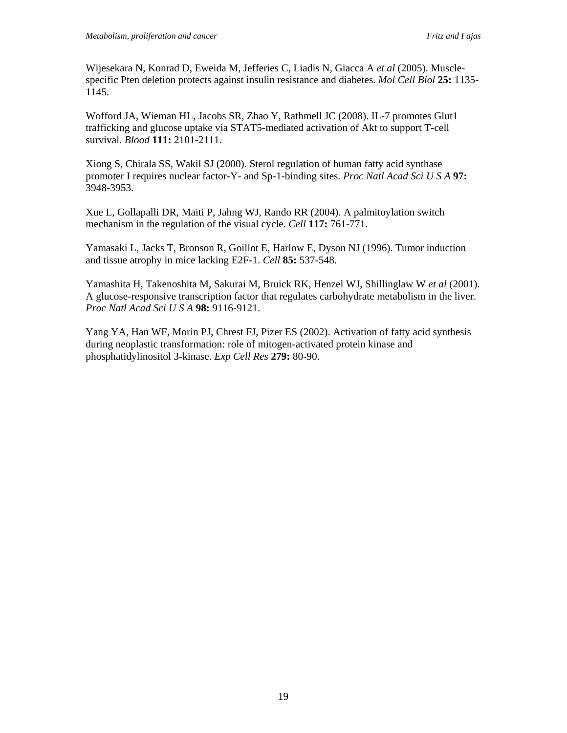Wijesekara N, Konrad D, Eweida M, Jefferies C, Liadis N, Giacca A *et al* (2005). Muscle-specific Pten deletion protects against insulin resistance and diabetes. *Mol Cell Biol* **25:** 1135-1145.

Wofford JA, Wieman HL, Jacobs SR, Zhao Y, Rathmell JC (2008). IL-7 promotes Glut1 trafficking and glucose uptake via STAT5-mediated activation of Akt to support T-cell survival. *Blood* **111:** 2101-2111.

Xiong S, Chirala SS, Wakil SJ (2000). Sterol regulation of human fatty acid synthase promoter I requires nuclear factor-Y- and Sp-1-binding sites. *Proc Natl Acad Sci U S A* **97:** 3948-3953.

Xue L, Gollapalli DR, Maiti P, Jahng WJ, Rando RR (2004). A palmitoylation switch mechanism in the regulation of the visual cycle. *Cell* **117:** 761-771.

Yamasaki L, Jacks T, Bronson R, Goillot E, Harlow E, Dyson NJ (1996). Tumor induction and tissue atrophy in mice lacking E2F-1. *Cell* **85:** 537-548.

Yamashita H, Takenoshita M, Sakurai M, Bruick RK, Henzel WJ, Shillinglaw W *et al* (2001). A glucose-responsive transcription factor that regulates carbohydrate metabolism in the liver. *Proc Natl Acad Sci U S A* **98:** 9116-9121.

Yang YA, Han WF, Morin PJ, Chrest FJ, Pizer ES (2002). Activation of fatty acid synthesis during neoplastic transformation: role of mitogen-activated protein kinase and phosphatidylinositol 3-kinase. *Exp Cell Res* **279:** 80-90.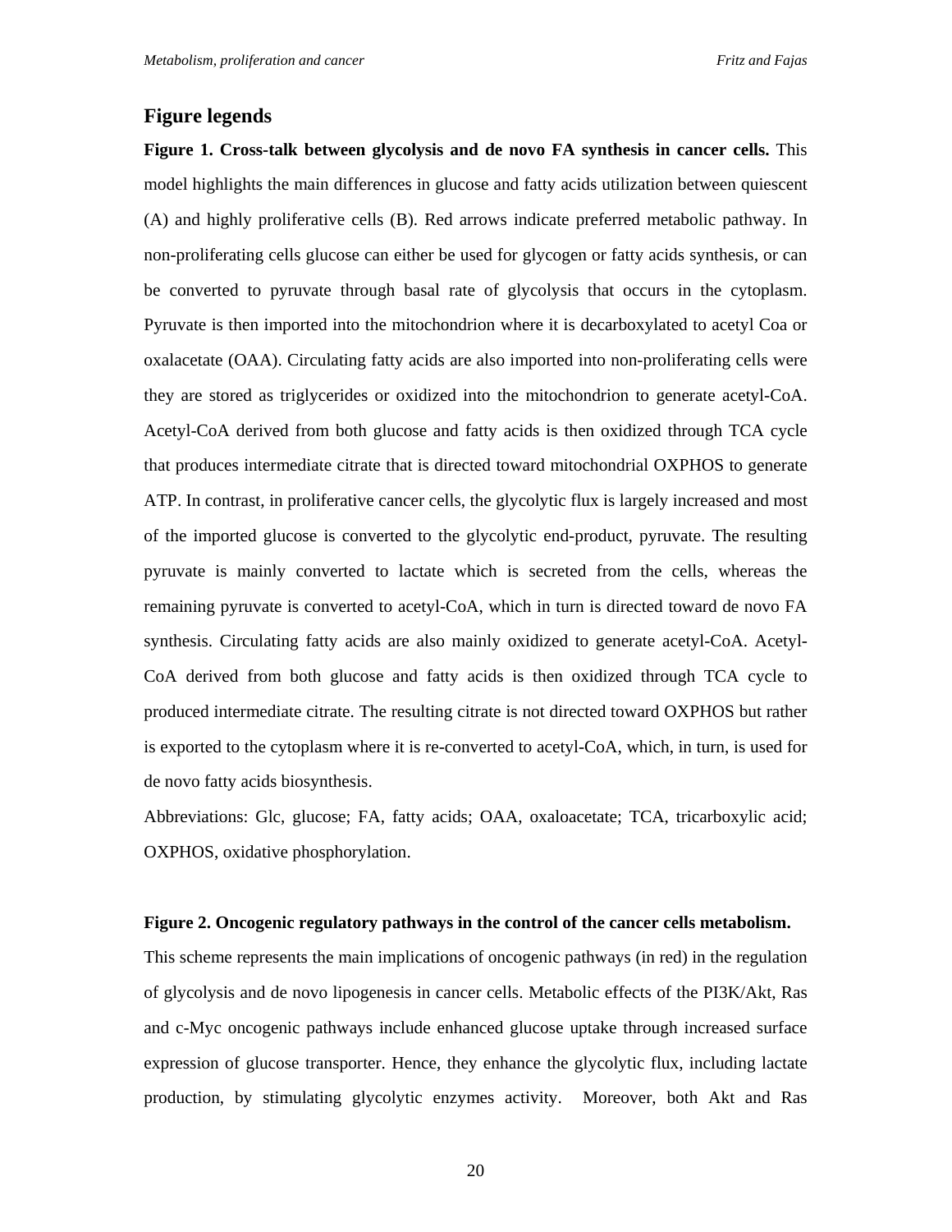## Figure legends

**Figure 1. Cross-talk between glycolysis and de novo FA synthesis in cancer cells.** This model highlights the main differences in glucose and fatty acids utilization between quiescent (A) and highly proliferative cells (B). Red arrows indicate preferred metabolic pathway. In non-proliferating cells glucose can either be used for glycogen or fatty acids synthesis, or can be converted to pyruvate through basal rate of glycolysis that occurs in the cytoplasm. Pyruvate is then imported into the mitochondrion where it is decarboxylated to acetyl Coa or oxalacetate (OAA). Circulating fatty acids are also imported into non-proliferating cells were they are stored as triglycerides or oxidized into the mitochondrion to generate acetyl-CoA. Acetyl-CoA derived from both glucose and fatty acids is then oxidized through TCA cycle that produces intermediate citrate that is directed toward mitochondrial OXPHOS to generate ATP. In contrast, in proliferative cancer cells, the glycolytic flux is largely increased and most of the imported glucose is converted to the glycolytic end-product, pyruvate. The resulting pyruvate is mainly converted to lactate which is secreted from the cells, whereas the remaining pyruvate is converted to acetyl-CoA, which in turn is directed toward de novo FA synthesis. Circulating fatty acids are also mainly oxidized to generate acetyl-CoA. Acetyl-CoA derived from both glucose and fatty acids is then oxidized through TCA cycle to produced intermediate citrate. The resulting citrate is not directed toward OXPHOS but rather is exported to the cytoplasm where it is re-converted to acetyl-CoA, which, in turn, is used for de novo fatty acids biosynthesis.

Abbreviations: Glc, glucose; FA, fatty acids; OAA, oxaloacetate; TCA, tricarboxylic acid; OXPHOS, oxidative phosphorylation.

**Figure 2. Oncogenic regulatory pathways in the control of the cancer cells metabolism.** This scheme represents the main implications of oncogenic pathways (in red) in the regulation of glycolysis and de novo lipogenesis in cancer cells. Metabolic effects of the PI3K/Akt, Ras and c-Myc oncogenic pathways include enhanced glucose uptake through increased surface expression of glucose transporter. Hence, they enhance the glycolytic flux, including lactate production, by stimulating glycolytic enzymes activity. Moreover, both Akt and Ras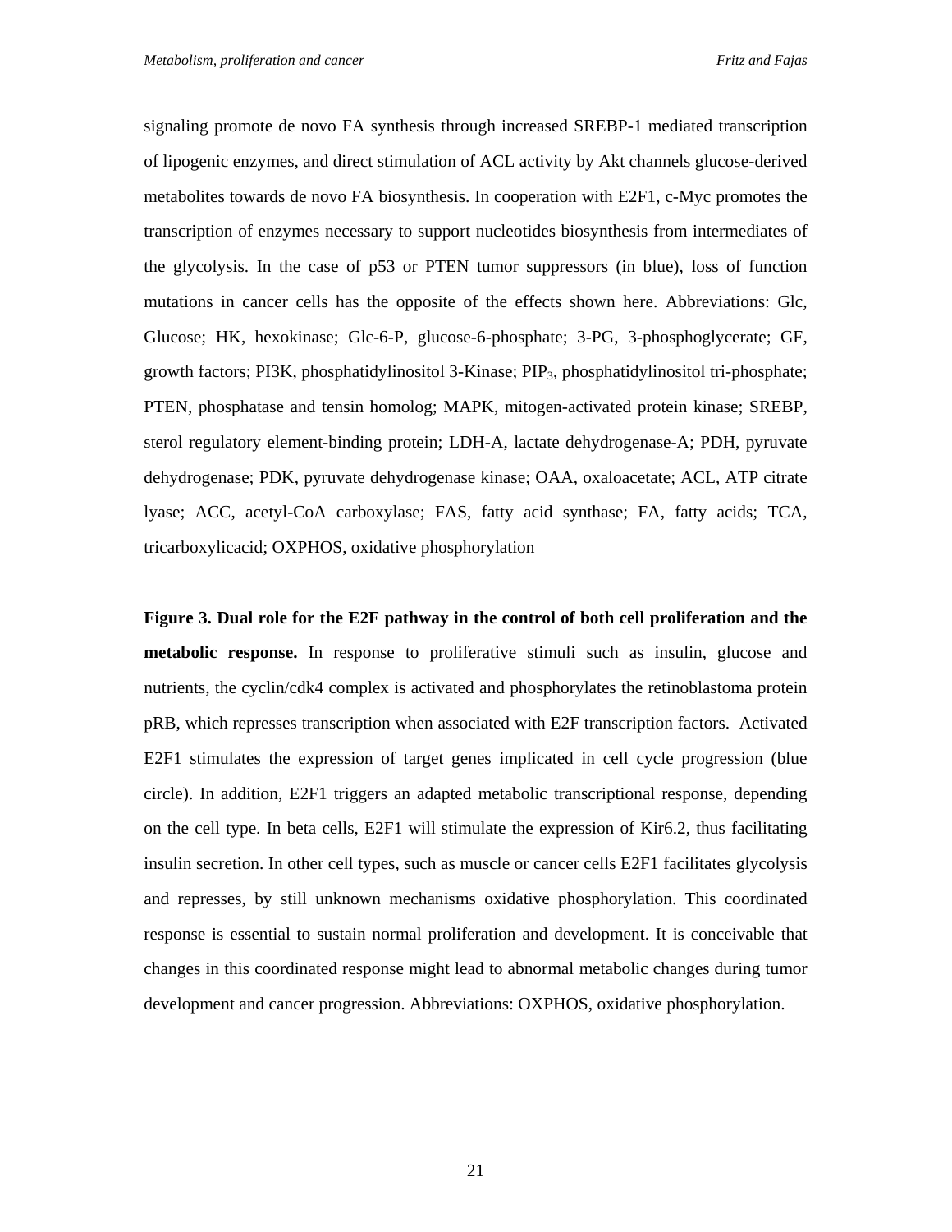signaling promote de novo FA synthesis through increased SREBP-1 mediated transcription of lipogenic enzymes, and direct stimulation of ACL activity by Akt channels glucose-derived metabolites towards de novo FA biosynthesis. In cooperation with E2F1, c-Myc promotes the transcription of enzymes necessary to support nucleotides biosynthesis from intermediates of the glycolysis. In the case of p53 or PTEN tumor suppressors (in blue), loss of function mutations in cancer cells has the opposite of the effects shown here. Abbreviations: Glc, Glucose; HK, hexokinase; Glc-6-P, glucose-6-phosphate; 3-PG, 3-phosphoglycerate; GF, growth factors; PI3K, phosphatidylinositol 3-Kinase; $PIP_3$, phosphatidylinositol tri-phosphate; PTEN, phosphatase and tensin homolog; MAPK, mitogen-activated protein kinase; SREBP, sterol regulatory element-binding protein; LDH-A, lactate dehydrogenase-A; PDH, pyruvate dehydrogenase; PDK, pyruvate dehydrogenase kinase; OAA, oxaloacetate; ACL, ATP citrate lyase; ACC, acetyl-CoA carboxylase; FAS, fatty acid synthase; FA, fatty acids; TCA, tricarboxylicacid; OXPHOS, oxidative phosphorylation

**Figure 3. Dual role for the E2F pathway in the control of both cell proliferation and the metabolic response.** In response to proliferative stimuli such as insulin, glucose and nutrients, the cyclin/cdk4 complex is activated and phosphorylates the retinoblastoma protein pRB, which represses transcription when associated with E2F transcription factors. Activated E2F1 stimulates the expression of target genes implicated in cell cycle progression (blue circle). In addition, E2F1 triggers an adapted metabolic transcriptional response, depending on the cell type. In beta cells, E2F1 will stimulate the expression of Kir6.2, thus facilitating insulin secretion. In other cell types, such as muscle or cancer cells E2F1 facilitates glycolysis and represses, by still unknown mechanisms oxidative phosphorylation. This coordinated response is essential to sustain normal proliferation and development. It is conceivable that changes in this coordinated response might lead to abnormal metabolic changes during tumor development and cancer progression. Abbreviations: OXPHOS, oxidative phosphorylation.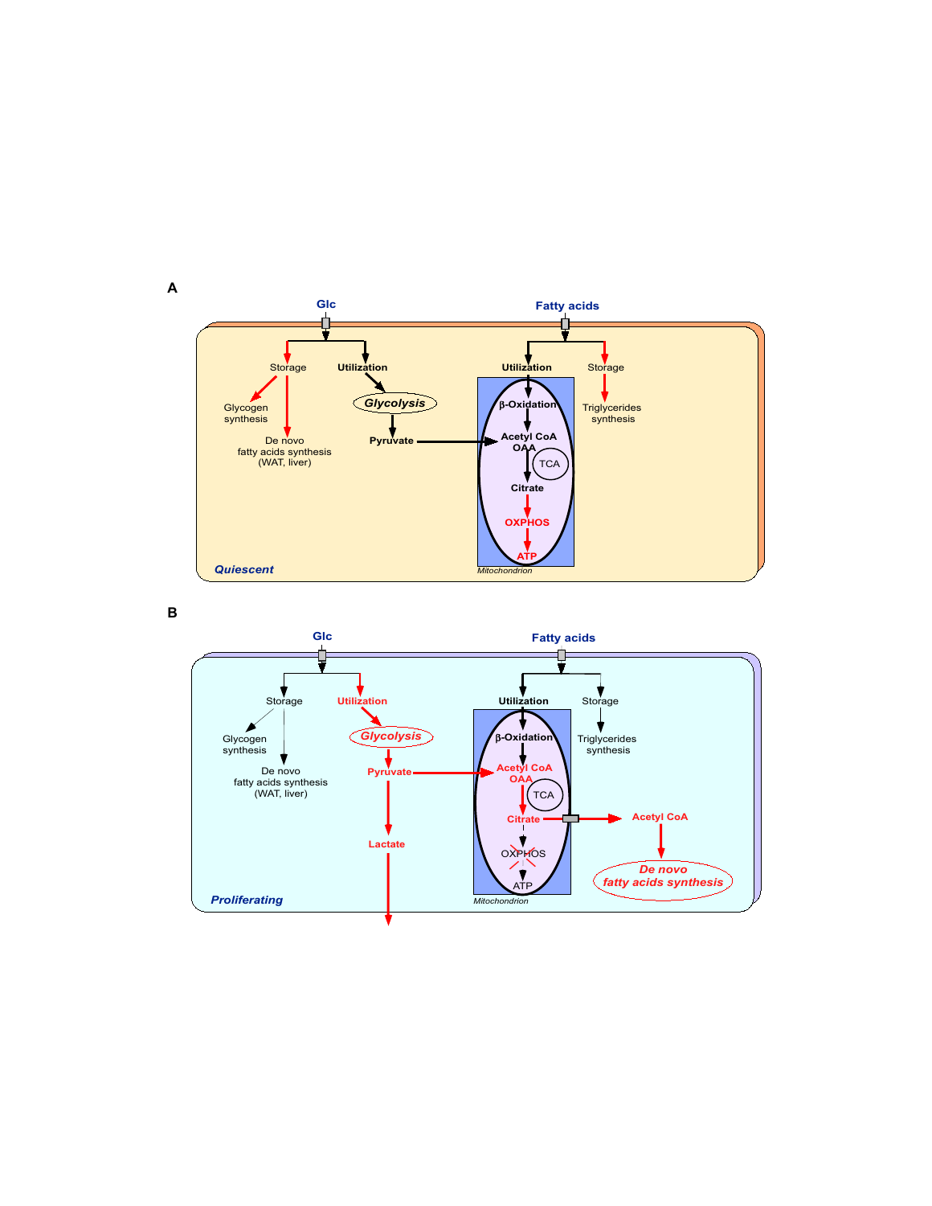**A**

Glc

Fatty acids

Storage

Utilization

Utilization

Storage

Glycogen synthesis

*Glycolysis*

β-Oxidation

Triglycerides synthesis

Pyruvate

Acetyl CoA

OAA

De novo fatty acids synthesis (WAT, liver)

TCA

Citrate

OXPHOS

ATP

*Quiescent*

*Mitochondrion*

**B**

Glc

Fatty acids

Storage

Utilization

Utilization

Storage

Glycogen synthesis

*Glycolysis*

β-Oxidation

Triglycerides synthesis

Pyruvate

Acetyl CoA

OAA

De novo fatty acids synthesis (WAT, liver)

TCA

Citrate

Acetyl CoA

Lactate

OXPHOS

*De novo fatty acids synthesis*

ATP

*Proliferating*

*Mitochondrion*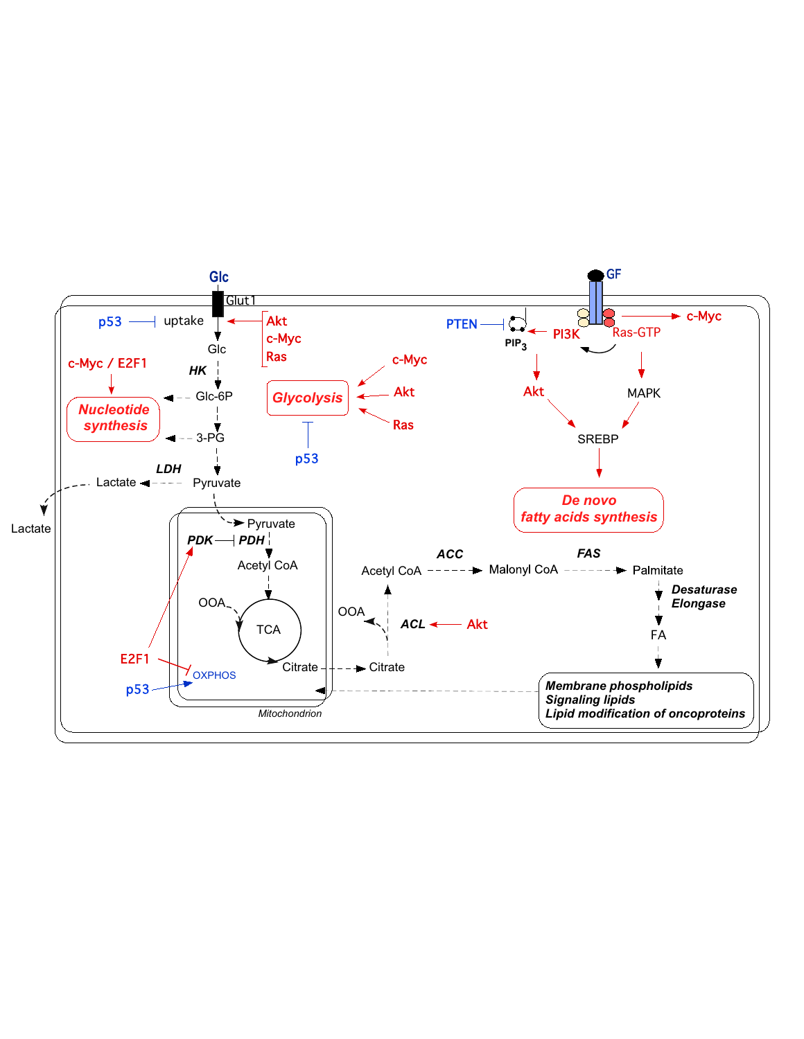Glc

Glut1

p53 uptake

Akt
c-Myc
Ras

Glc

HK

c-Myc / E2F1

**Nucleotide synthesis**

Glc-6P

3-PG

LDH

Lactate

Pyruvate

Lactate

c-Myc

**Glycolysis**

Akt

Ras

p53

GF

PTEN

$PIP_3$

PI3K

Ras-GTP

c-Myc

Akt

MAPK

SREBP

***De novo* fatty acids synthesis**

Pyruvate

PDK PDH

Acetyl CoA

OOA

TCA

Citrate

E2F1

OXPHOS

p53

*Mitochondrion*

Citrate

OOA

ACL Akt

Acetyl CoA

ACC

Malonyl CoA

FAS

Palmitate

Desaturase
Elongase

FA

***Membrane phospholipids***
***Signaling lipids***
***Lipid modification of oncoproteins***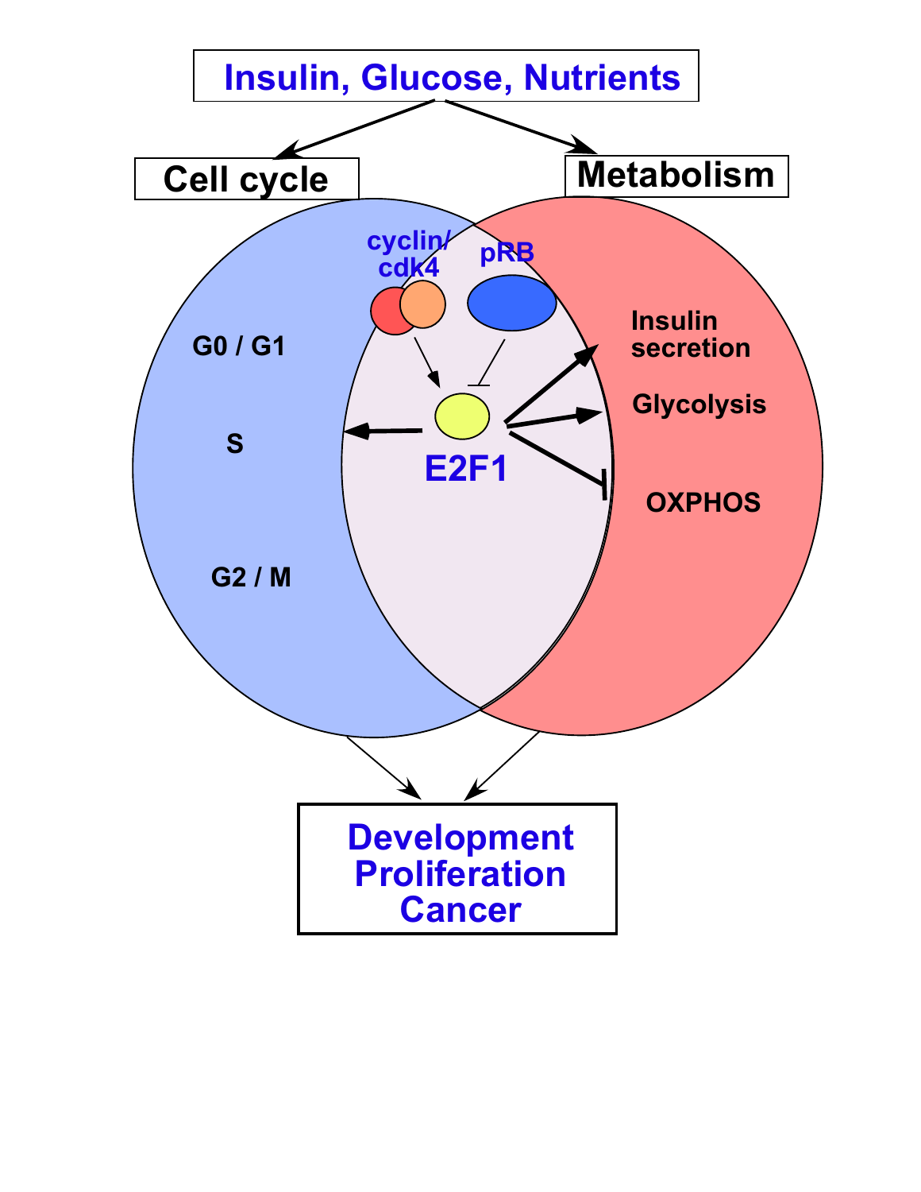Insulin, Glucose, Nutrients

Cell cycle

Metabolism

cyclin/
cdk4

pRB

G0 / G1

S

G2 / M

E2F1

Insulin
secretion

Glycolysis

OXPHOS

Development
Proliferation
Cancer